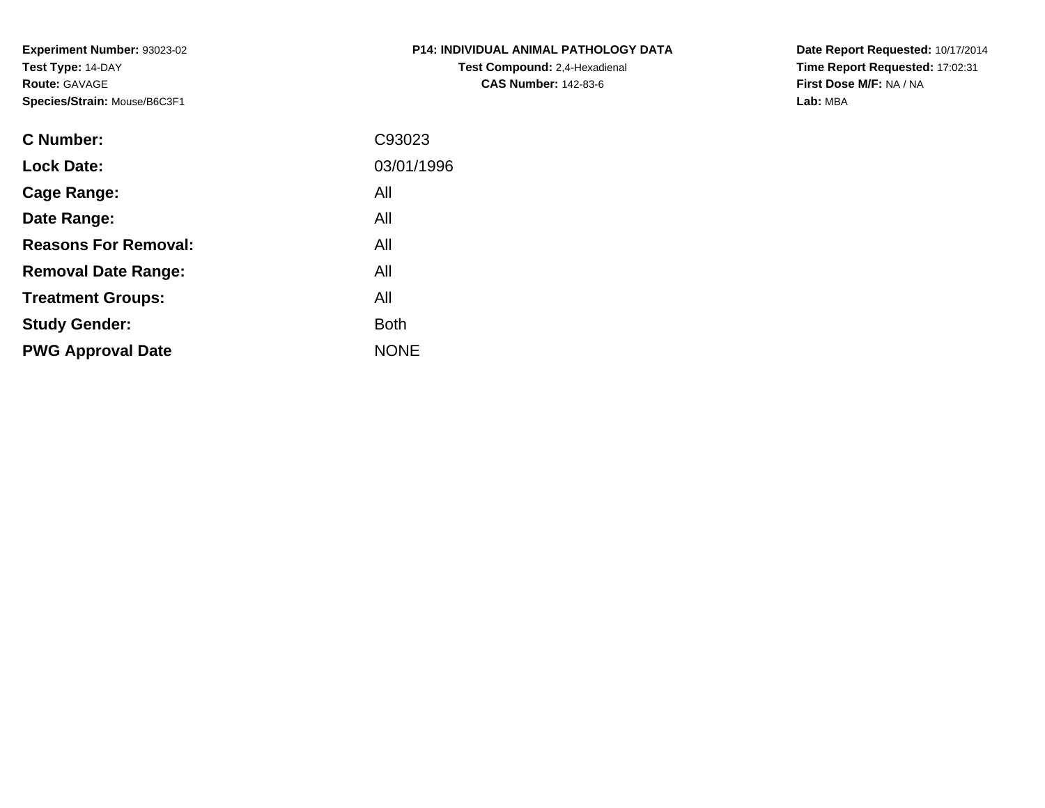**Experiment Number:** 93023-02
**Test Type:** 14-DAY
**Route:** GAVAGE
**Species/Strain:** Mouse/B6C3F1

**P14: INDIVIDUAL ANIMAL PATHOLOGY DATA**
**Test Compound:** 2,4-Hexadienal
**CAS Number:** 142-83-6

**Date Report Requested:** 10/17/2014
**Time Report Requested:** 17:02:31
**First Dose M/F:** NA / NA
**Lab:** MBA

| | |
|---|---|
| **C Number:** | C93023 |
| **Lock Date:** | 03/01/1996 |
| **Cage Range:** | All |
| **Date Range:** | All |
| **Reasons For Removal:** | All |
| **Removal Date Range:** | All |
| **Treatment Groups:** | All |
| **Study Gender:** | Both |
| **PWG Approval Date** | NONE |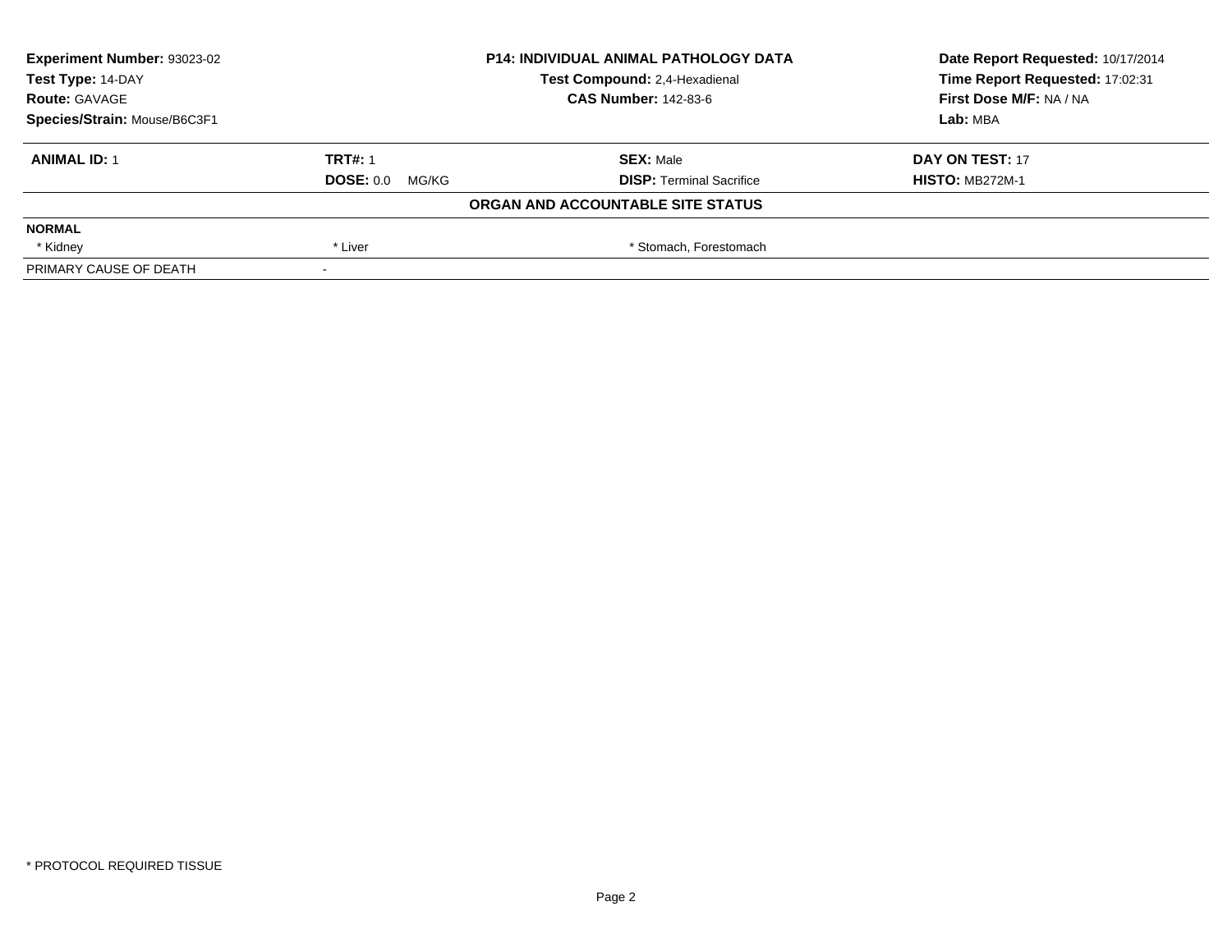**Experiment Number:** 93023-02
**Test Type:** 14-DAY
**Route:** GAVAGE
**Species/Strain:** Mouse/B6C3F1

**P14: INDIVIDUAL ANIMAL PATHOLOGY DATA**
**Test Compound:** 2,4-Hexadienal
**CAS Number:** 142-83-6

**Date Report Requested:** 10/17/2014
**Time Report Requested:** 17:02:31
**First Dose M/F:** NA / NA
**Lab:** MBA

| **ANIMAL ID:** 1 | **TRT#:** 1 | **SEX:** Male | **DAY ON TEST:** 17 |
|---|---|---|---|
| | **DOSE:** 0.0 MG/KG | **DISP:** Terminal Sacrifice | **HISTO:** MB272M-1 |

**ORGAN AND ACCOUNTABLE SITE STATUS**

| **NORMAL** | | |
|---|---|---|
| * Kidney | * Liver | * Stomach, Forestomach |
| PRIMARY CAUSE OF DEATH | - | |

\* PROTOCOL REQUIRED TISSUE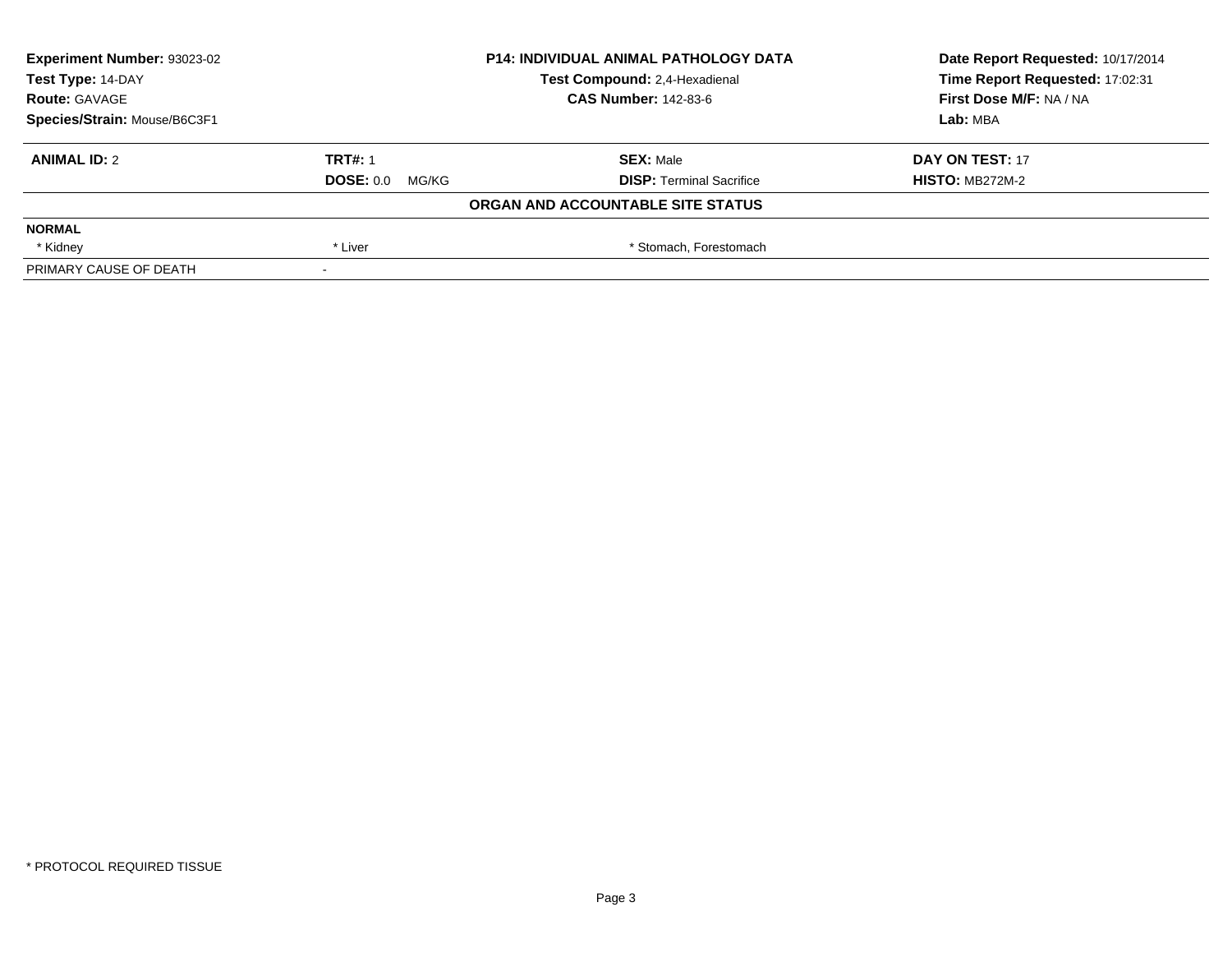**Experiment Number:** 93023-02
**Test Type:** 14-DAY
**Route:** GAVAGE
**Species/Strain:** Mouse/B6C3F1

**P14: INDIVIDUAL ANIMAL PATHOLOGY DATA**
**Test Compound:** 2,4-Hexadienal
**CAS Number:** 142-83-6

**Date Report Requested:** 10/17/2014
**Time Report Requested:** 17:02:31
**First Dose M/F:** NA / NA
**Lab:** MBA

| **ANIMAL ID:** 2 | **TRT#:** 1 | **SEX:** Male | **DAY ON TEST:** 17 |
|---|---|---|---|
| | **DOSE:** 0.0 MG/KG | **DISP:** Terminal Sacrifice | **HISTO:** MB272M-2 |

**ORGAN AND ACCOUNTABLE SITE STATUS**

| | | |
|---|---|---|
| **NORMAL** | | |
| * Kidney | * Liver | * Stomach, Forestomach |
| PRIMARY CAUSE OF DEATH | - | |

* PROTOCOL REQUIRED TISSUE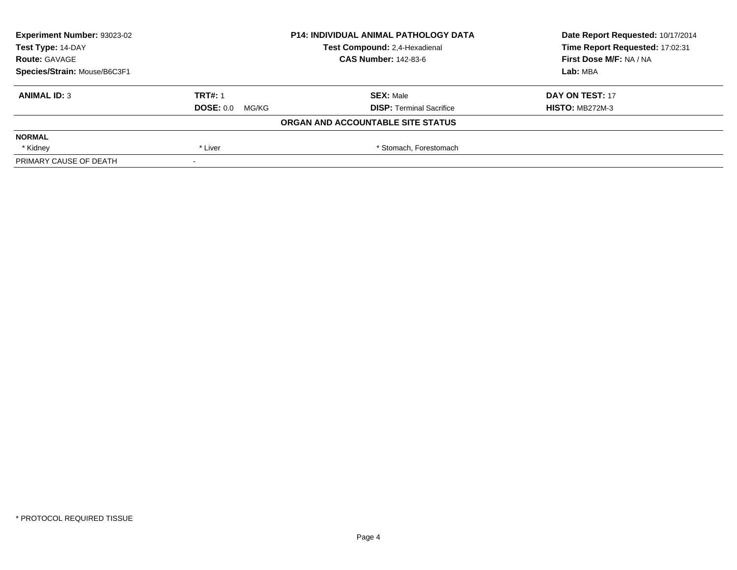**Experiment Number:** 93023-02
**Test Type:** 14-DAY
**Route:** GAVAGE
**Species/Strain:** Mouse/B6C3F1

**P14: INDIVIDUAL ANIMAL PATHOLOGY DATA**
**Test Compound:** 2,4-Hexadienal
**CAS Number:** 142-83-6

**Date Report Requested:** 10/17/2014
**Time Report Requested:** 17:02:31
**First Dose M/F:** NA / NA
**Lab:** MBA

| **ANIMAL ID:** 3 | **TRT#:** 1 | **SEX:** Male | **DAY ON TEST:** 17 |
|---|---|---|---|
| | **DOSE:** 0.0 MG/KG | **DISP:** Terminal Sacrifice | **HISTO:** MB272M-3 |

**ORGAN AND ACCOUNTABLE SITE STATUS**

| **NORMAL** | | | |
|---|---|---|---|
| * Kidney | * Liver | * Stomach, Forestomach | |
| PRIMARY CAUSE OF DEATH | - | | |

* PROTOCOL REQUIRED TISSUE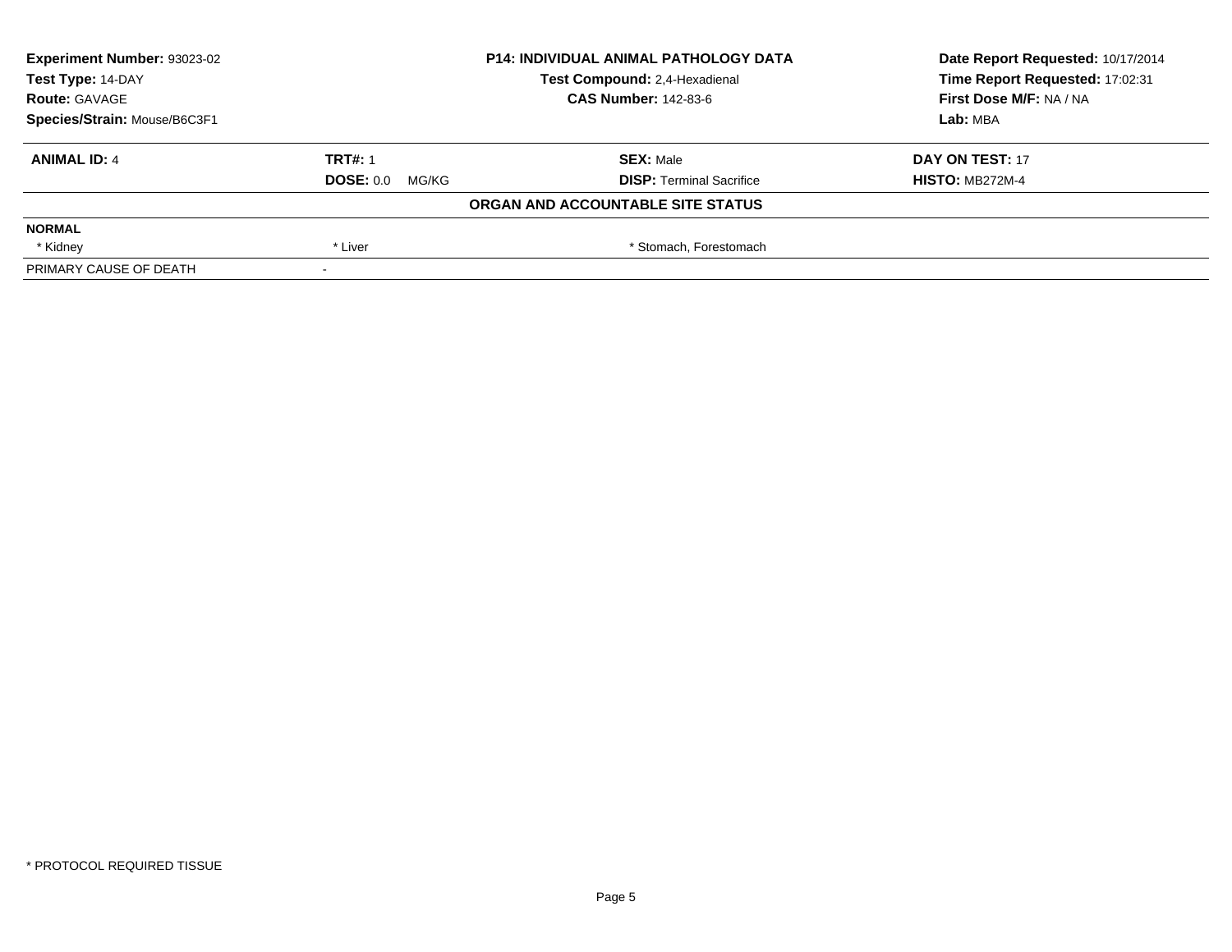**Experiment Number:** 93023-02
**Test Type:** 14-DAY
**Route:** GAVAGE
**Species/Strain:** Mouse/B6C3F1

**P14: INDIVIDUAL ANIMAL PATHOLOGY DATA**
**Test Compound:** 2,4-Hexadienal
**CAS Number:** 142-83-6

**Date Report Requested:** 10/17/2014
**Time Report Requested:** 17:02:31
**First Dose M/F:** NA / NA
**Lab:** MBA

| **ANIMAL ID:** 4 | **TRT#:** 1 | **SEX:** Male | **DAY ON TEST:** 17 |
|---|---|---|---|
| | **DOSE:** 0.0 MG/KG | **DISP:** Terminal Sacrifice | **HISTO:** MB272M-4 |

**ORGAN AND ACCOUNTABLE SITE STATUS**

| **NORMAL** | | |
|---|---|---|
| * Kidney | * Liver | * Stomach, Forestomach |
| PRIMARY CAUSE OF DEATH | - | |

\* PROTOCOL REQUIRED TISSUE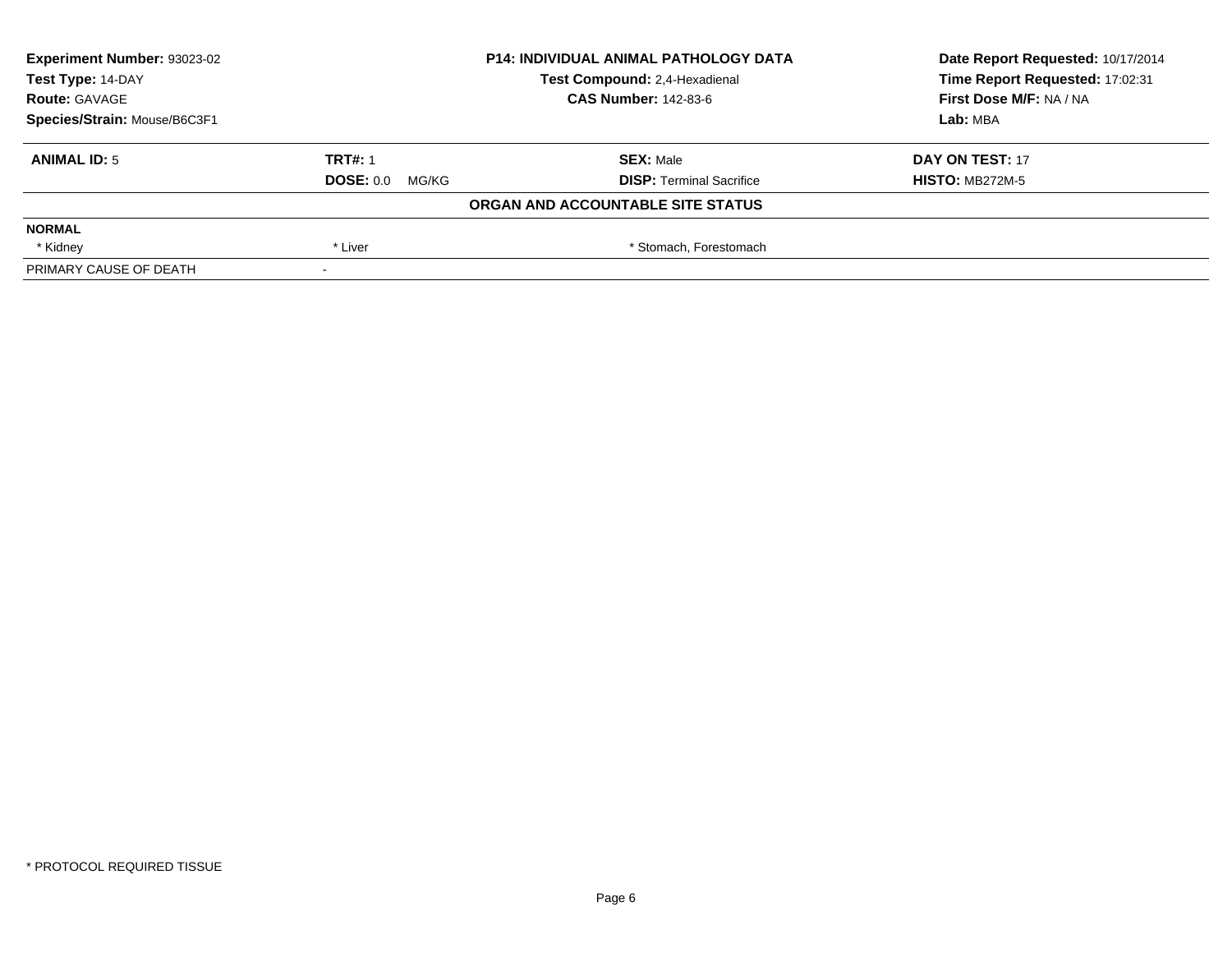| Experiment Number: 93023-02 | P14: INDIVIDUAL ANIMAL PATHOLOGY DATA | Date Report Requested: 10/17/2014 |
|---|---|---|
| Test Type: 14-DAY | Test Compound: 2,4-Hexadienal | Time Report Requested: 17:02:31 |
| Route: GAVAGE | CAS Number: 142-83-6 | First Dose M/F: NA / NA |
| Species/Strain: Mouse/B6C3F1 | | Lab: MBA |

| **ANIMAL ID:** 5 | **TRT#:** 1 | **SEX:** Male | **DAY ON TEST:** 17 |
|---|---|---|---|
| | **DOSE:** 0.0 MG/KG | **DISP:** Terminal Sacrifice | **HISTO:** MB272M-5 |

**ORGAN AND ACCOUNTABLE SITE STATUS**

| **NORMAL** | | | |
|---|---|---|---|
| * Kidney | * Liver | * Stomach, Forestomach | |
| PRIMARY CAUSE OF DEATH | - | | |

* PROTOCOL REQUIRED TISSUE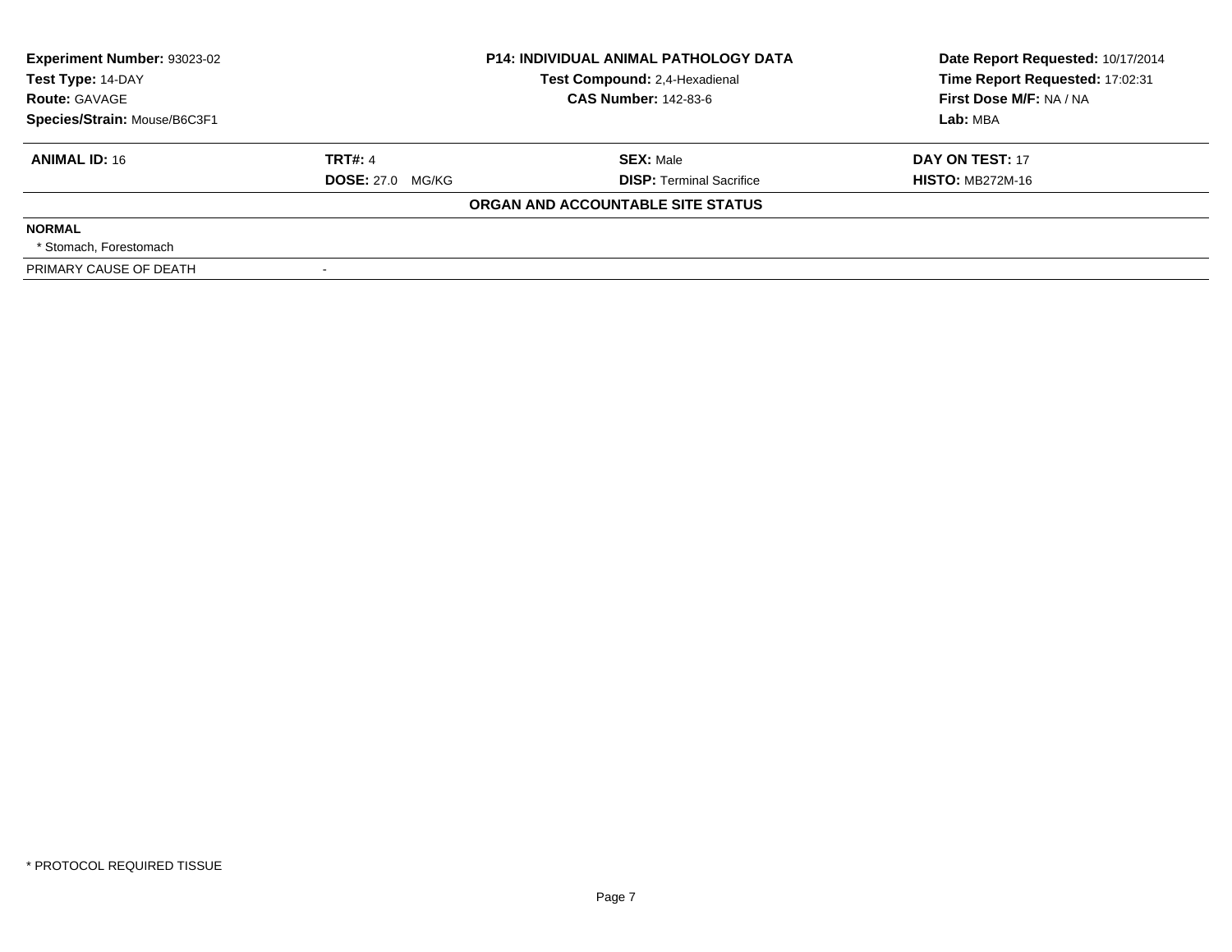| Experiment Number: 93023-02 | P14: INDIVIDUAL ANIMAL PATHOLOGY DATA | Date Report Requested: 10/17/2014 |
|---|---|---|
| Test Type: 14-DAY | Test Compound: 2,4-Hexadienal | Time Report Requested: 17:02:31 |
| Route: GAVAGE | CAS Number: 142-83-6 | First Dose M/F: NA / NA |
| Species/Strain: Mouse/B6C3F1 | | Lab: MBA |

| ANIMAL ID: 16 | TRT#: 4 | SEX: Male | DAY ON TEST: 17 |
|---|---|---|---|
| | DOSE: 27.0 MG/KG | DISP: Terminal Sacrifice | HISTO: MB272M-16 |

**ORGAN AND ACCOUNTABLE SITE STATUS**

| | |
|---|---|
| **NORMAL** | |
| * Stomach, Forestomach | |
| PRIMARY CAUSE OF DEATH | - |

* PROTOCOL REQUIRED TISSUE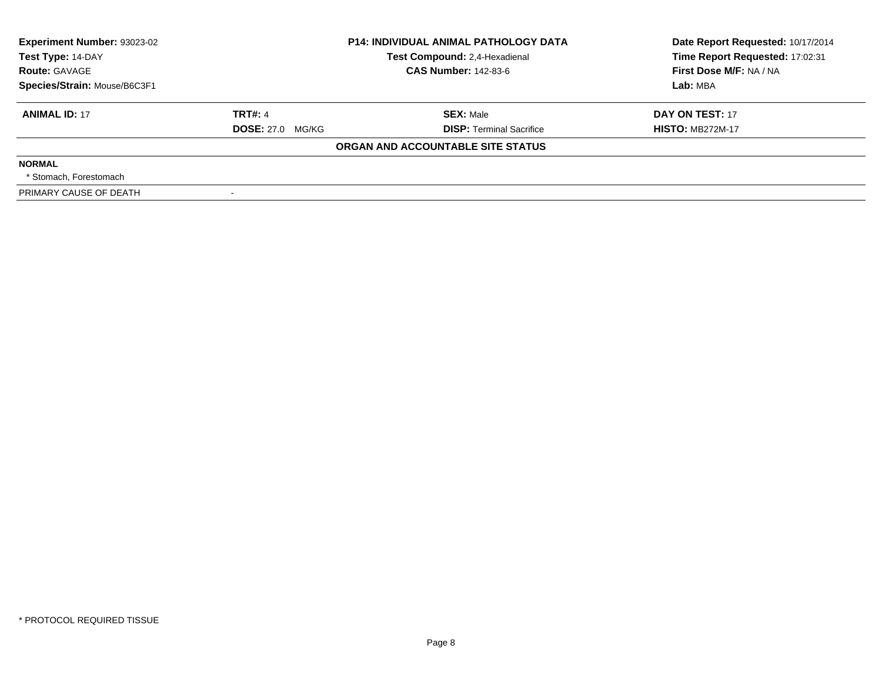| Experiment Number: 93023-02 | P14: INDIVIDUAL ANIMAL PATHOLOGY DATA | Date Report Requested: 10/17/2014 |
|---|---|---|
| Test Type: 14-DAY | Test Compound: 2,4-Hexadienal | Time Report Requested: 17:02:31 |
| Route: GAVAGE | CAS Number: 142-83-6 | First Dose M/F: NA / NA |
| Species/Strain: Mouse/B6C3F1 | | Lab: MBA |

| ANIMAL ID: 17 | TRT#: 4 | SEX: Male | DAY ON TEST: 17 |
|---|---|---|---|
| | DOSE: 27.0 MG/KG | DISP: Terminal Sacrifice | HISTO: MB272M-17 |

**ORGAN AND ACCOUNTABLE SITE STATUS**

**NORMAL**

* Stomach, Forestomach

PRIMARY CAUSE OF DEATH -

* PROTOCOL REQUIRED TISSUE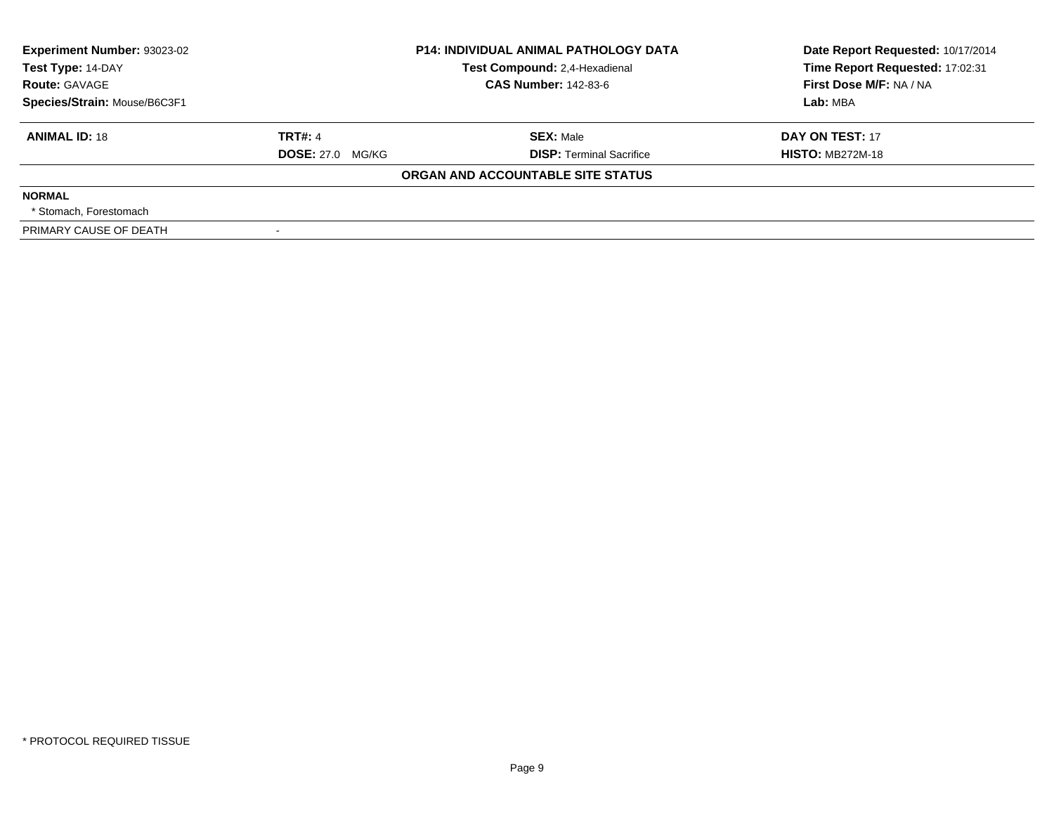**Experiment Number:** 93023-02
**Test Type:** 14-DAY
**Route:** GAVAGE
**Species/Strain:** Mouse/B6C3F1

**P14: INDIVIDUAL ANIMAL PATHOLOGY DATA**
**Test Compound:** 2,4-Hexadienal
**CAS Number:** 142-83-6

**Date Report Requested:** 10/17/2014
**Time Report Requested:** 17:02:31
**First Dose M/F:** NA / NA
**Lab:** MBA

| **ANIMAL ID:** 18 | **TRT#:** 4 | **SEX:** Male | **DAY ON TEST:** 17 |
|---|---|---|---|
| | **DOSE:** 27.0 MG/KG | **DISP:** Terminal Sacrifice | **HISTO:** MB272M-18 |

**ORGAN AND ACCOUNTABLE SITE STATUS**

**NORMAL**

* Stomach, Forestomach

PRIMARY CAUSE OF DEATH -

* PROTOCOL REQUIRED TISSUE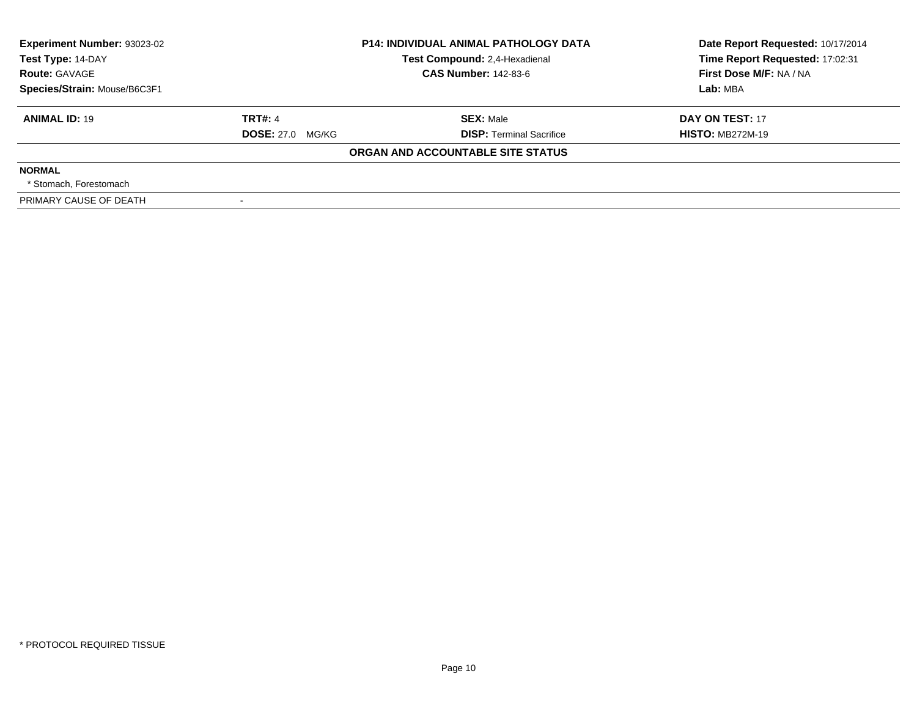**Experiment Number:** 93023-02
**Test Type:** 14-DAY
**Route:** GAVAGE
**Species/Strain:** Mouse/B6C3F1

**P14: INDIVIDUAL ANIMAL PATHOLOGY DATA**
**Test Compound:** 2,4-Hexadienal
**CAS Number:** 142-83-6

**Date Report Requested:** 10/17/2014
**Time Report Requested:** 17:02:31
**First Dose M/F:** NA / NA
**Lab:** MBA

| **ANIMAL ID:** 19 | **TRT#:** 4 | **SEX:** Male | **DAY ON TEST:** 17 |
|---|---|---|---|
| | **DOSE:** 27.0 MG/KG | **DISP:** Terminal Sacrifice | **HISTO:** MB272M-19 |

**ORGAN AND ACCOUNTABLE SITE STATUS**

**NORMAL**
* Stomach, Forestomach

PRIMARY CAUSE OF DEATH -

\* PROTOCOL REQUIRED TISSUE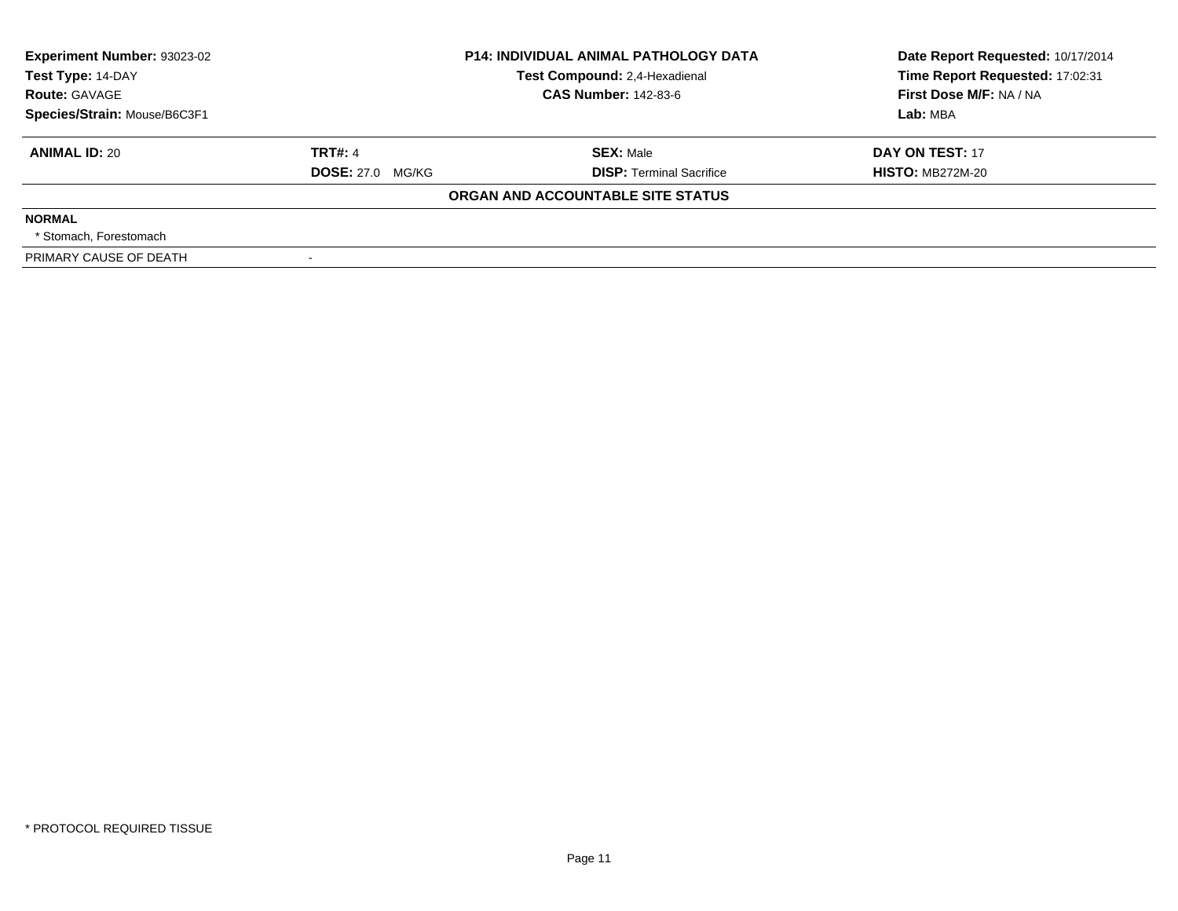| **Experiment Number:** 93023-02 | **P14: INDIVIDUAL ANIMAL PATHOLOGY DATA** | **Date Report Requested:** 10/17/2014 |
|---|---|---|
| **Test Type:** 14-DAY | **Test Compound:** 2,4-Hexadienal | **Time Report Requested:** 17:02:31 |
| **Route:** GAVAGE | **CAS Number:** 142-83-6 | **First Dose M/F:** NA / NA |
| **Species/Strain:** Mouse/B6C3F1 | | **Lab:** MBA |

| **ANIMAL ID:** 20 | **TRT#:** 4 | **SEX:** Male | **DAY ON TEST:** 17 |
|---|---|---|---|
| | **DOSE:** 27.0 MG/KG | **DISP:** Terminal Sacrifice | **HISTO:** MB272M-20 |

**ORGAN AND ACCOUNTABLE SITE STATUS**

**NORMAL**

* Stomach, Forestomach

| PRIMARY CAUSE OF DEATH | - |
|---|---|

* PROTOCOL REQUIRED TISSUE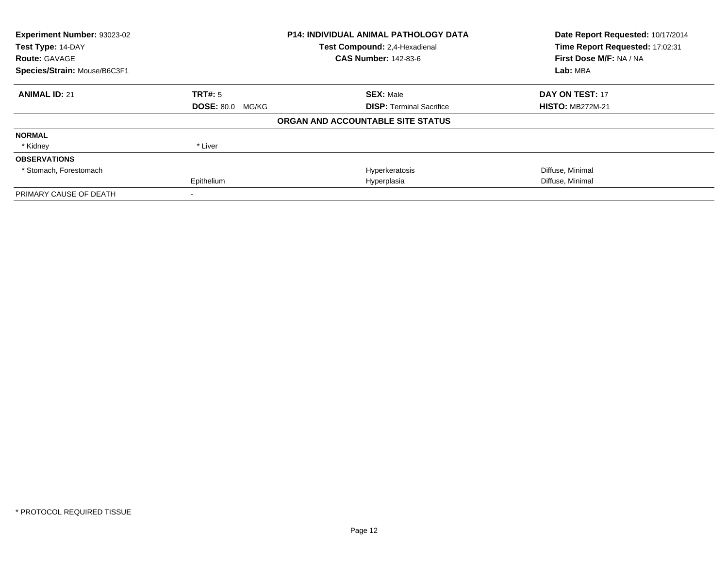**Experiment Number:** 93023-02
**Test Type:** 14-DAY
**Route:** GAVAGE
**Species/Strain:** Mouse/B6C3F1

**P14: INDIVIDUAL ANIMAL PATHOLOGY DATA**
**Test Compound:** 2,4-Hexadienal
**CAS Number:** 142-83-6

**Date Report Requested:** 10/17/2014
**Time Report Requested:** 17:02:31
**First Dose M/F:** NA / NA
**Lab:** MBA

| **ANIMAL ID:** 21 | **TRT#:** 5 | **SEX:** Male | **DAY ON TEST:** 17 |
|---|---|---|---|
| | **DOSE:** 80.0 MG/KG | **DISP:** Terminal Sacrifice | **HISTO:** MB272M-21 |

**ORGAN AND ACCOUNTABLE SITE STATUS**

| | | | |
|---|---|---|---|
| **NORMAL** | | | |
| * Kidney | * Liver | | |
| **OBSERVATIONS** | | | |
| * Stomach, Forestomach | | Hyperkeratosis | Diffuse, Minimal |
| | Epithelium | Hyperplasia | Diffuse, Minimal |
| PRIMARY CAUSE OF DEATH | - | | |

* PROTOCOL REQUIRED TISSUE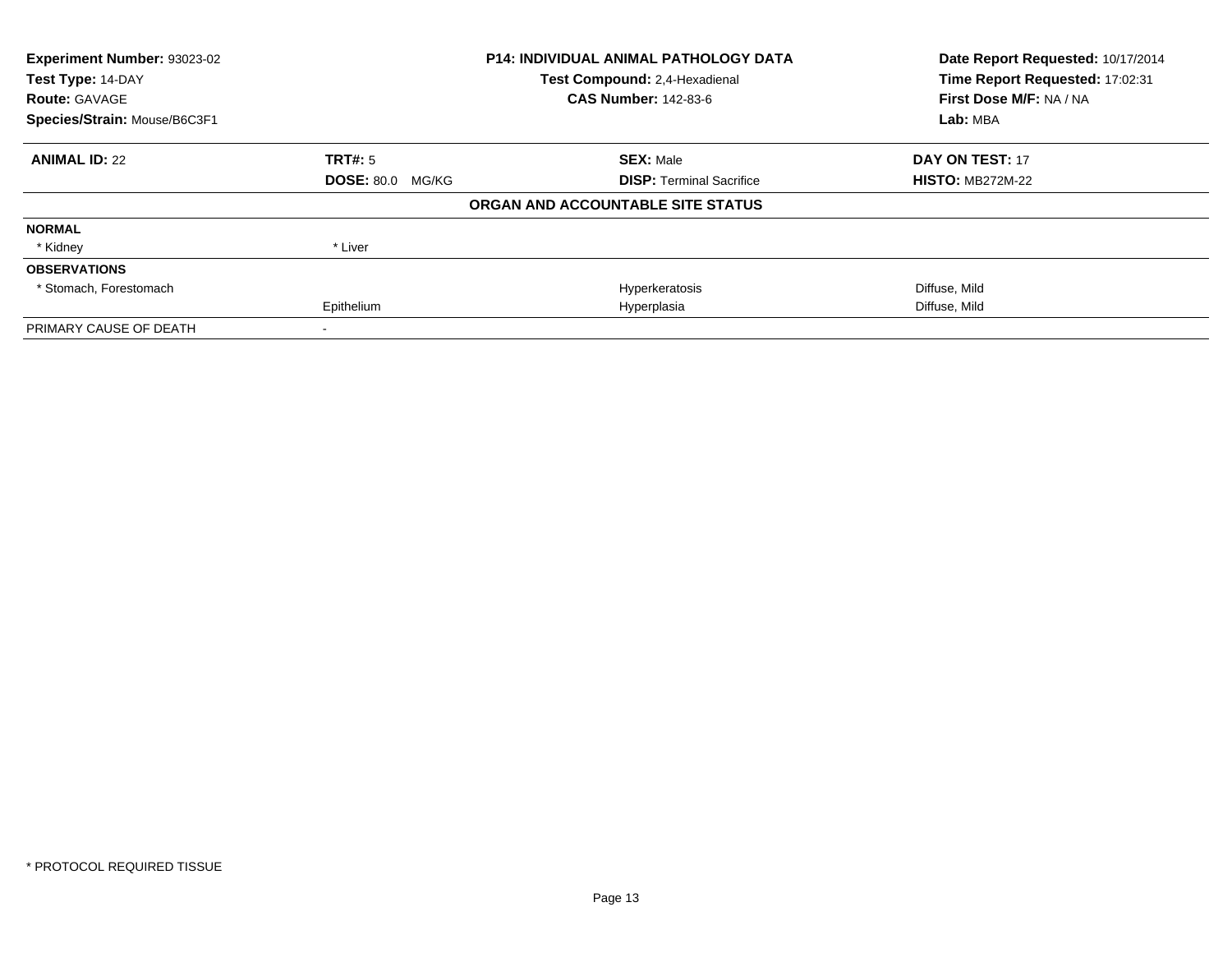| **Experiment Number:** 93023-02 | **P14: INDIVIDUAL ANIMAL PATHOLOGY DATA** | **Date Report Requested:** 10/17/2014 |
|---|---|---|
| **Test Type:** 14-DAY | **Test Compound:** 2,4-Hexadienal | **Time Report Requested:** 17:02:31 |
| **Route:** GAVAGE | **CAS Number:** 142-83-6 | **First Dose M/F:** NA / NA |
| **Species/Strain:** Mouse/B6C3F1 | | **Lab:** MBA |

| **ANIMAL ID:** 22 | **TRT#:** 5 | **SEX:** Male | **DAY ON TEST:** 17 |
|---|---|---|---|
| | **DOSE:** 80.0 MG/KG | **DISP:** Terminal Sacrifice | **HISTO:** MB272M-22 |

**ORGAN AND ACCOUNTABLE SITE STATUS**

| | | | |
|---|---|---|---|
| **NORMAL** | | | |
| * Kidney | * Liver | | |
| **OBSERVATIONS** | | | |
| * Stomach, Forestomach | | Hyperkeratosis | Diffuse, Mild |
| | Epithelium | Hyperplasia | Diffuse, Mild |
| PRIMARY CAUSE OF DEATH | - | | |

* PROTOCOL REQUIRED TISSUE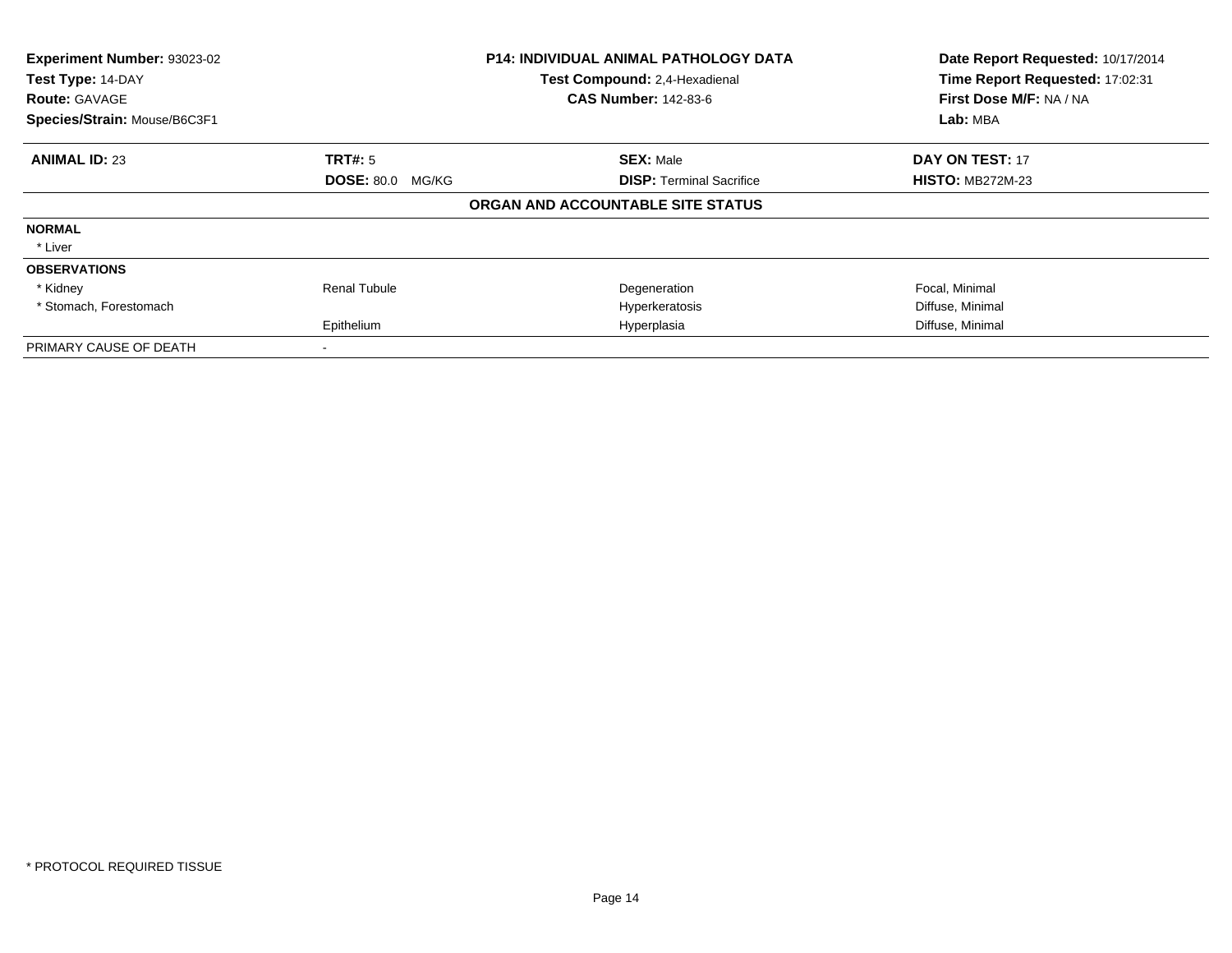| **Experiment Number:** 93023-02 | **P14: INDIVIDUAL ANIMAL PATHOLOGY DATA** | **Date Report Requested:** 10/17/2014 |
|---|---|---|
| **Test Type:** 14-DAY | **Test Compound:** 2,4-Hexadienal | **Time Report Requested:** 17:02:31 |
| **Route:** GAVAGE | **CAS Number:** 142-83-6 | **First Dose M/F:** NA / NA |
| **Species/Strain:** Mouse/B6C3F1 | | **Lab:** MBA |

| **ANIMAL ID:** 23 | **TRT#:** 5 | **SEX:** Male | **DAY ON TEST:** 17 |
|---|---|---|---|
| | **DOSE:** 80.0 MG/KG | **DISP:** Terminal Sacrifice | **HISTO:** MB272M-23 |

**ORGAN AND ACCOUNTABLE SITE STATUS**

| | | | |
|---|---|---|---|
| **NORMAL** | | | |
| * Liver | | | |
| **OBSERVATIONS** | | | |
| * Kidney | Renal Tubule | Degeneration | Focal, Minimal |
| * Stomach, Forestomach | | Hyperkeratosis | Diffuse, Minimal |
| | Epithelium | Hyperplasia | Diffuse, Minimal |
| PRIMARY CAUSE OF DEATH | - | | |

* PROTOCOL REQUIRED TISSUE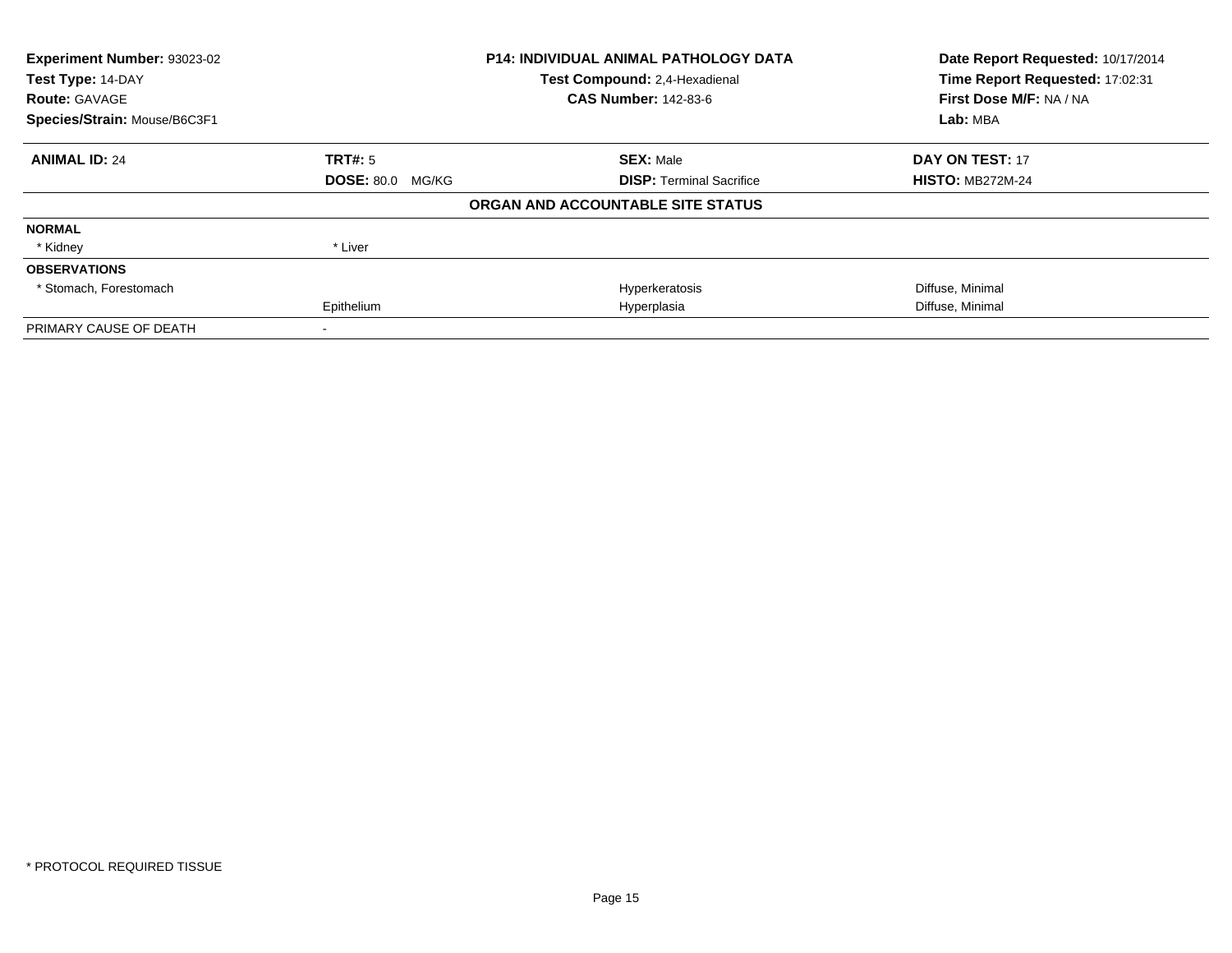| | | | |
|---|---|---|---|
| **Experiment Number:** 93023-02 | **P14: INDIVIDUAL ANIMAL PATHOLOGY DATA** | | **Date Report Requested:** 10/17/2014 |
| **Test Type:** 14-DAY | **Test Compound:** 2,4-Hexadienal | | **Time Report Requested:** 17:02:31 |
| **Route:** GAVAGE | **CAS Number:** 142-83-6 | | **First Dose M/F:** NA / NA |
| **Species/Strain:** Mouse/B6C3F1 | | | **Lab:** MBA |

| **ANIMAL ID:** 24 | **TRT#:** 5 | **SEX:** Male | **DAY ON TEST:** 17 |
|---|---|---|---|
| | **DOSE:** 80.0 MG/KG | **DISP:** Terminal Sacrifice | **HISTO:** MB272M-24 |
| | | **ORGAN AND ACCOUNTABLE SITE STATUS** | |
| **NORMAL** | | | |
| * Kidney | * Liver | | |
| **OBSERVATIONS** | | | |
| * Stomach, Forestomach | | Hyperkeratosis | Diffuse, Minimal |
| | Epithelium | Hyperplasia | Diffuse, Minimal |
| PRIMARY CAUSE OF DEATH | - | | |

* PROTOCOL REQUIRED TISSUE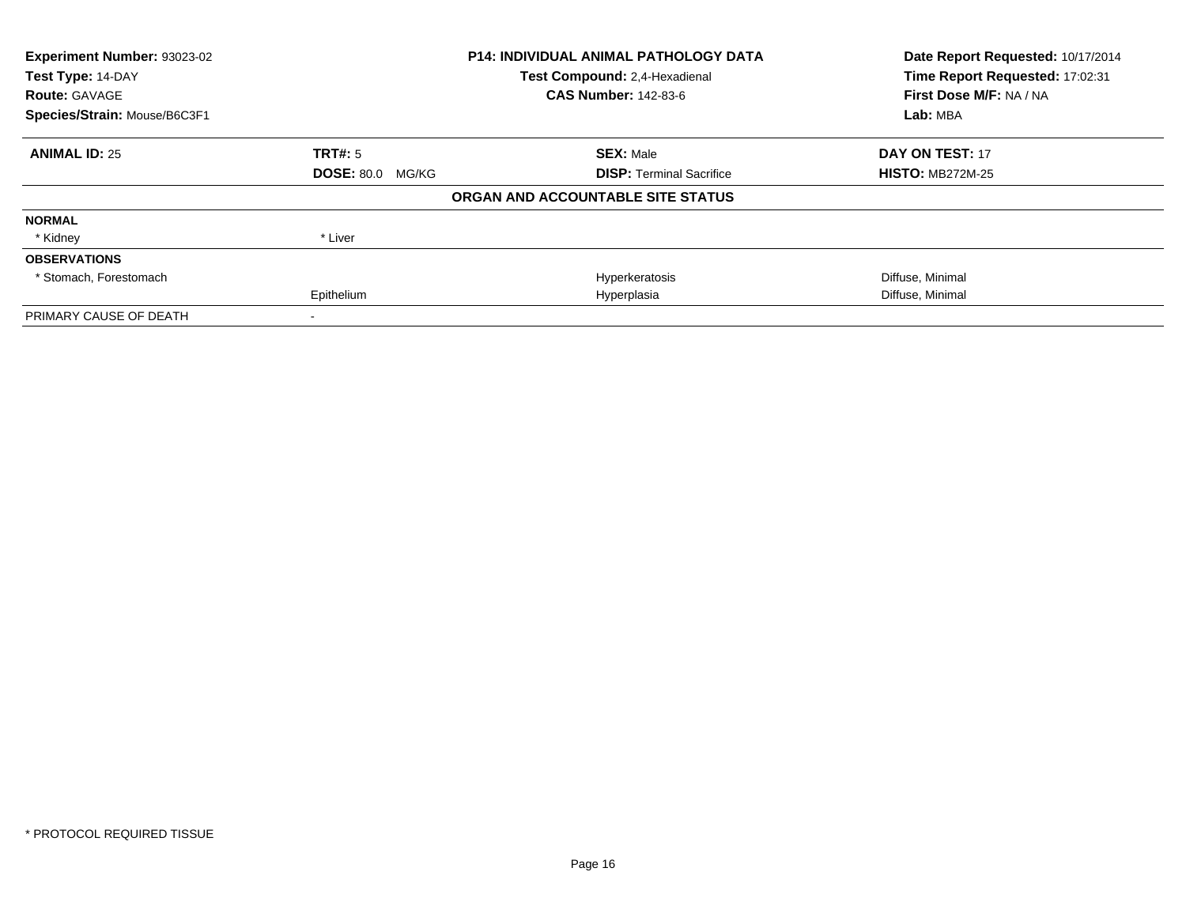**Experiment Number:** 93023-02
**Test Type:** 14-DAY
**Route:** GAVAGE
**Species/Strain:** Mouse/B6C3F1

**P14: INDIVIDUAL ANIMAL PATHOLOGY DATA**
**Test Compound:** 2,4-Hexadienal
**CAS Number:** 142-83-6

**Date Report Requested:** 10/17/2014
**Time Report Requested:** 17:02:31
**First Dose M/F:** NA / NA
**Lab:** MBA

| **ANIMAL ID:** 25 | **TRT#:** 5 | **SEX:** Male | **DAY ON TEST:** 17 |
|---|---|---|---|
| | **DOSE:** 80.0 MG/KG | **DISP:** Terminal Sacrifice | **HISTO:** MB272M-25 |

**ORGAN AND ACCOUNTABLE SITE STATUS**

| | | | |
|---|---|---|---|
| **NORMAL** | | | |
| * Kidney | * Liver | | |
| **OBSERVATIONS** | | | |
| * Stomach, Forestomach | | Hyperkeratosis | Diffuse, Minimal |
| | Epithelium | Hyperplasia | Diffuse, Minimal |
| PRIMARY CAUSE OF DEATH | - | | |

* PROTOCOL REQUIRED TISSUE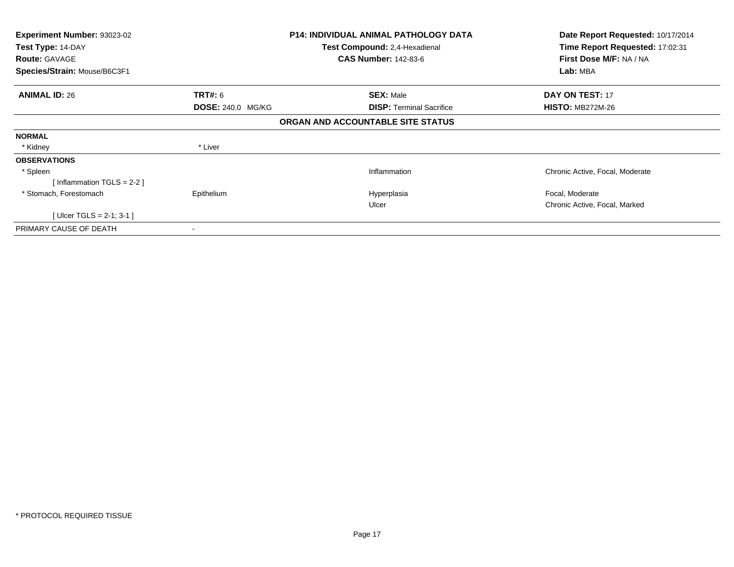**Experiment Number:** 93023-02
**Test Type:** 14-DAY
**Route:** GAVAGE
**Species/Strain:** Mouse/B6C3F1

**P14: INDIVIDUAL ANIMAL PATHOLOGY DATA**
**Test Compound:** 2,4-Hexadienal
**CAS Number:** 142-83-6

**Date Report Requested:** 10/17/2014
**Time Report Requested:** 17:02:31
**First Dose M/F:** NA / NA
**Lab:** MBA

| **ANIMAL ID:** 26 | **TRT#:** 6 | **SEX:** Male | **DAY ON TEST:** 17 |
|---|---|---|---|
| | **DOSE:** 240.0 MG/KG | **DISP:** Terminal Sacrifice | **HISTO:** MB272M-26 |

**ORGAN AND ACCOUNTABLE SITE STATUS**

| | | | |
|---|---|---|---|
| **NORMAL** | | | |
| * Kidney | * Liver | | |
| **OBSERVATIONS** | | | |
| * Spleen | | Inflammation | Chronic Active, Focal, Moderate |
| [ Inflammation TGLS = 2-2 ] | | | |
| * Stomach, Forestomach | Epithelium | Hyperplasia | Focal, Moderate |
| | | Ulcer | Chronic Active, Focal, Marked |
| [ Ulcer TGLS = 2-1; 3-1 ] | | | |
| PRIMARY CAUSE OF DEATH | - | | |

* PROTOCOL REQUIRED TISSUE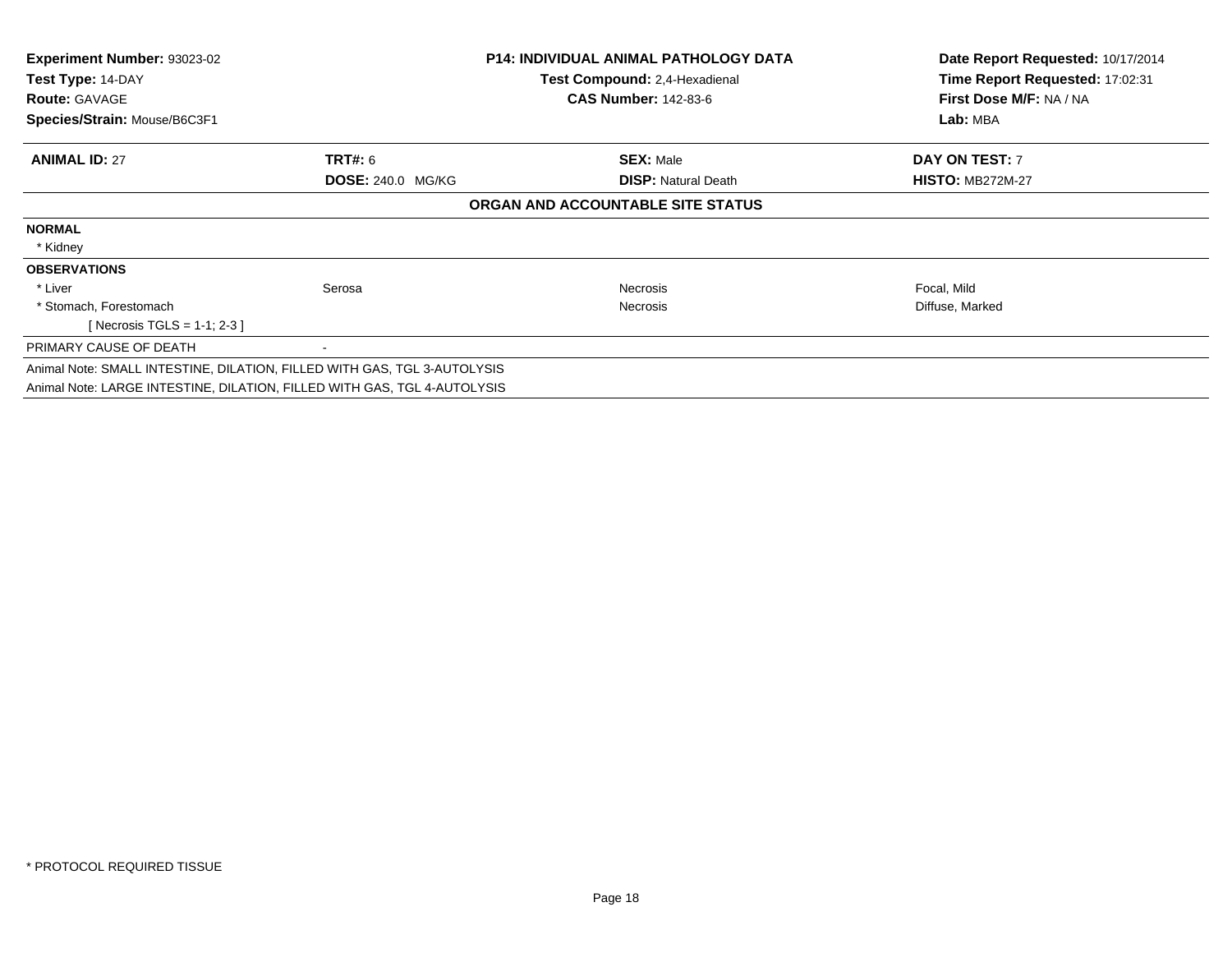**Experiment Number:** 93023-02
**Test Type:** 14-DAY
**Route:** GAVAGE
**Species/Strain:** Mouse/B6C3F1

**P14: INDIVIDUAL ANIMAL PATHOLOGY DATA**
**Test Compound:** 2,4-Hexadienal
**CAS Number:** 142-83-6

**Date Report Requested:** 10/17/2014
**Time Report Requested:** 17:02:31
**First Dose M/F:** NA / NA
**Lab:** MBA

| **ANIMAL ID:** 27 | **TRT#:** 6 | **SEX:** Male | **DAY ON TEST:** 7 |
|---|---|---|---|
| | **DOSE:** 240.0 MG/KG | **DISP:** Natural Death | **HISTO:** MB272M-27 |

## ORGAN AND ACCOUNTABLE SITE STATUS

| | | | |
|---|---|---|---|
| **NORMAL** | | | |
| * Kidney | | | |
| **OBSERVATIONS** | | | |
| * Liver | Serosa | Necrosis | Focal, Mild |
| * Stomach, Forestomach | | Necrosis | Diffuse, Marked |
| [ Necrosis TGLS = 1-1; 2-3 ] | | | |
| PRIMARY CAUSE OF DEATH | - | | |

Animal Note: SMALL INTESTINE, DILATION, FILLED WITH GAS, TGL 3-AUTOLYSIS

Animal Note: LARGE INTESTINE, DILATION, FILLED WITH GAS, TGL 4-AUTOLYSIS

* PROTOCOL REQUIRED TISSUE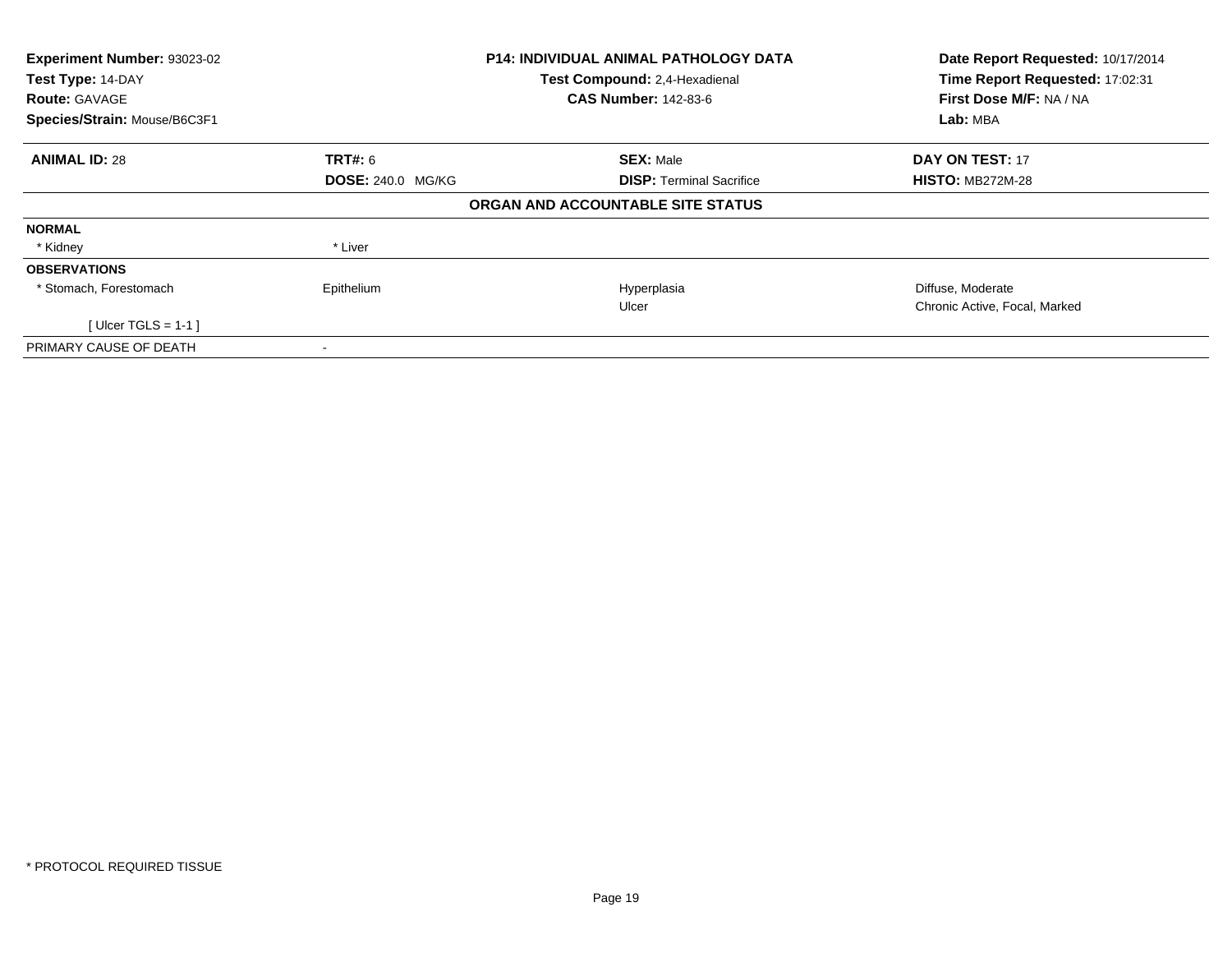| Experiment Number: 93023-02 | P14: INDIVIDUAL ANIMAL PATHOLOGY DATA | Date Report Requested: 10/17/2014 |
|---|---|---|
| Test Type: 14-DAY | Test Compound: 2,4-Hexadienal | Time Report Requested: 17:02:31 |
| Route: GAVAGE | CAS Number: 142-83-6 | First Dose M/F: NA / NA |
| Species/Strain: Mouse/B6C3F1 | | Lab: MBA |

| **ANIMAL ID:** 28 | **TRT#:** 6 | **SEX:** Male | **DAY ON TEST:** 17 |
|---|---|---|---|
| | **DOSE:** 240.0 MG/KG | **DISP:** Terminal Sacrifice | **HISTO:** MB272M-28 |

**ORGAN AND ACCOUNTABLE SITE STATUS**

| | | | |
|---|---|---|---|
| **NORMAL** | | | |
| * Kidney | * Liver | | |
| **OBSERVATIONS** | | | |
| * Stomach, Forestomach | Epithelium | Hyperplasia | Diffuse, Moderate |
| | | Ulcer | Chronic Active, Focal, Marked |
| [ Ulcer TGLS = 1-1 ] | | | |
| PRIMARY CAUSE OF DEATH | - | | |

* PROTOCOL REQUIRED TISSUE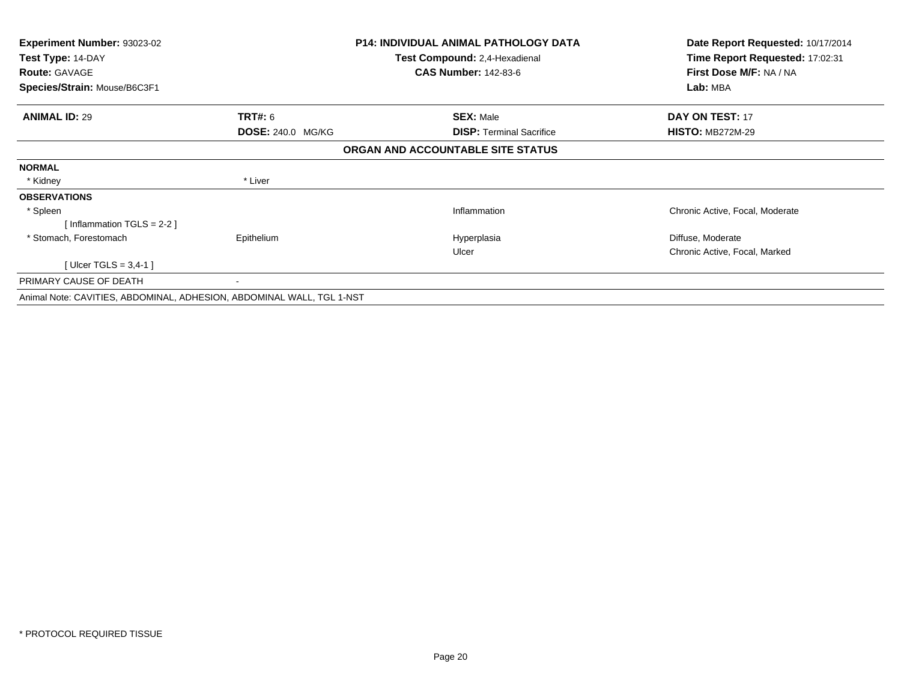**Experiment Number:** 93023-02
**Test Type:** 14-DAY
**Route:** GAVAGE
**Species/Strain:** Mouse/B6C3F1

**P14: INDIVIDUAL ANIMAL PATHOLOGY DATA**
**Test Compound:** 2,4-Hexadienal
**CAS Number:** 142-83-6

**Date Report Requested:** 10/17/2014
**Time Report Requested:** 17:02:31
**First Dose M/F:** NA / NA
**Lab:** MBA

| **ANIMAL ID:** 29 | **TRT#:** 6 | **SEX:** Male | **DAY ON TEST:** 17 |
|---|---|---|---|
| | **DOSE:** 240.0 MG/KG | **DISP:** Terminal Sacrifice | **HISTO:** MB272M-29 |

**ORGAN AND ACCOUNTABLE SITE STATUS**

| | | | |
|---|---|---|---|
| **NORMAL** | | | |
| * Kidney | * Liver | | |
| **OBSERVATIONS** | | | |
| * Spleen | | Inflammation | Chronic Active, Focal, Moderate |
| [ Inflammation TGLS = 2-2 ] | | | |
| * Stomach, Forestomach | Epithelium | Hyperplasia | Diffuse, Moderate |
| | | Ulcer | Chronic Active, Focal, Marked |
| [ Ulcer TGLS = 3,4-1 ] | | | |
| PRIMARY CAUSE OF DEATH | - | | |

Animal Note: CAVITIES, ABDOMINAL, ADHESION, ABDOMINAL WALL, TGL 1-NST

* PROTOCOL REQUIRED TISSUE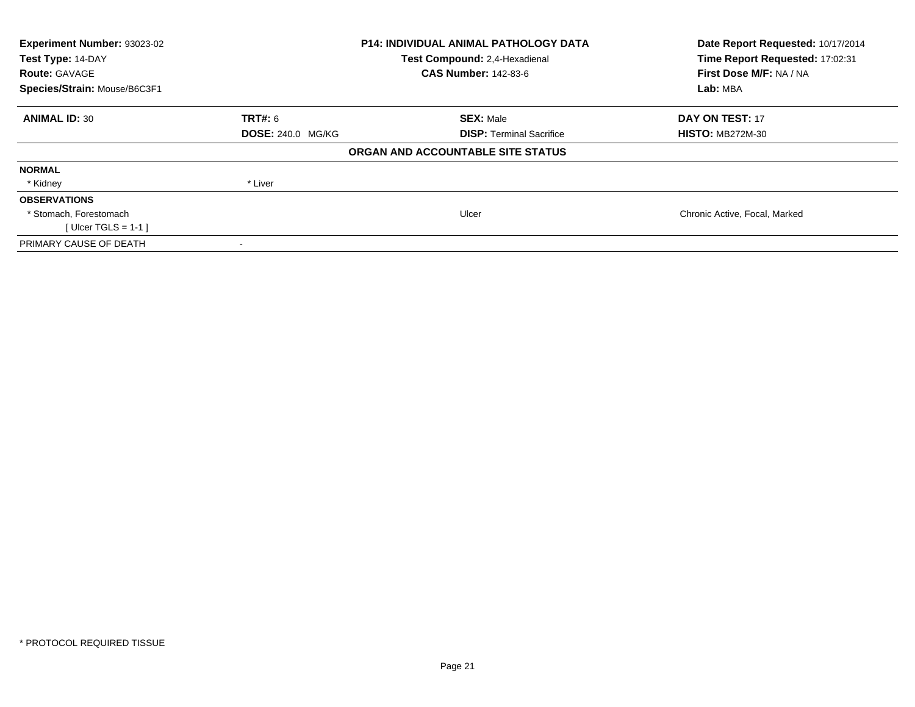**Experiment Number:** 93023-02
**Test Type:** 14-DAY
**Route:** GAVAGE
**Species/Strain:** Mouse/B6C3F1

**P14: INDIVIDUAL ANIMAL PATHOLOGY DATA**
**Test Compound:** 2,4-Hexadienal
**CAS Number:** 142-83-6

**Date Report Requested:** 10/17/2014
**Time Report Requested:** 17:02:31
**First Dose M/F:** NA / NA
**Lab:** MBA

| **ANIMAL ID:** 30 | **TRT#:** 6 | **SEX:** Male | **DAY ON TEST:** 17 |
|---|---|---|---|
| | **DOSE:** 240.0 MG/KG | **DISP:** Terminal Sacrifice | **HISTO:** MB272M-30 |

**ORGAN AND ACCOUNTABLE SITE STATUS**

| | | | |
|---|---|---|---|
| **NORMAL** | | | |
| * Kidney | * Liver | | |
| **OBSERVATIONS** | | | |
| * Stomach, Forestomach | | Ulcer | Chronic Active, Focal, Marked |
| [ Ulcer TGLS = 1-1 ] | | | |
| PRIMARY CAUSE OF DEATH | - | | |

* PROTOCOL REQUIRED TISSUE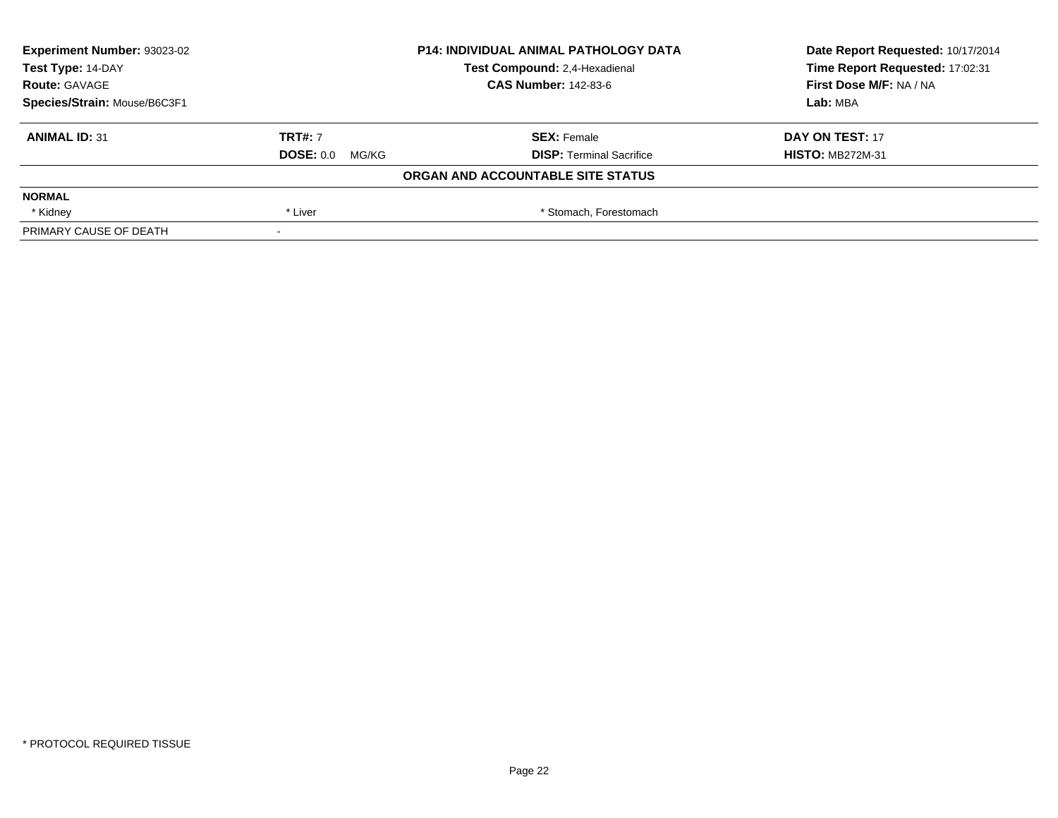| Experiment Number: 93023-02 | P14: INDIVIDUAL ANIMAL PATHOLOGY DATA | Date Report Requested: 10/17/2014 |
|---|---|---|
| Test Type: 14-DAY | Test Compound: 2,4-Hexadienal | Time Report Requested: 17:02:31 |
| Route: GAVAGE | CAS Number: 142-83-6 | First Dose M/F: NA / NA |
| Species/Strain: Mouse/B6C3F1 | | Lab: MBA |

| ANIMAL ID: 31 | TRT#: 7 | SEX: Female | DAY ON TEST: 17 |
|---|---|---|---|
| | DOSE: 0.0 MG/KG | DISP: Terminal Sacrifice | HISTO: MB272M-31 |

**ORGAN AND ACCOUNTABLE SITE STATUS**

| NORMAL | | | |
|---|---|---|---|
| * Kidney | * Liver | * Stomach, Forestomach | |
| PRIMARY CAUSE OF DEATH | - | | |

* PROTOCOL REQUIRED TISSUE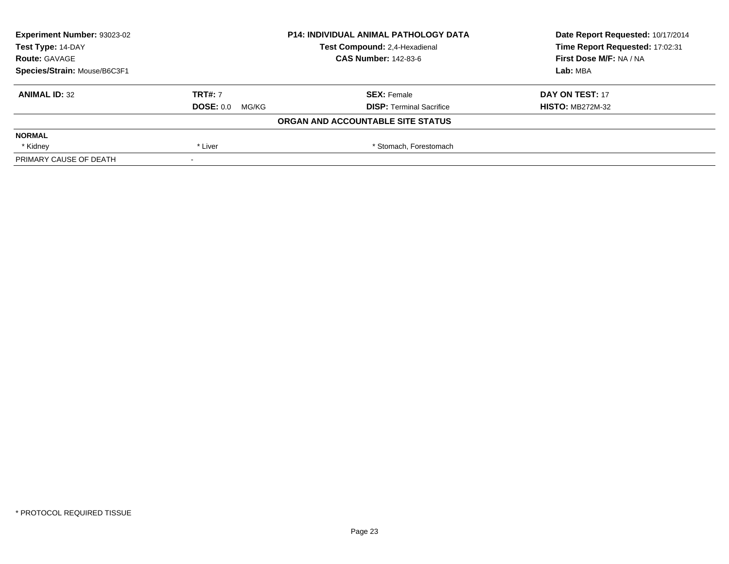**Experiment Number:** 93023-02
**Test Type:** 14-DAY
**Route:** GAVAGE
**Species/Strain:** Mouse/B6C3F1

**P14: INDIVIDUAL ANIMAL PATHOLOGY DATA**
**Test Compound:** 2,4-Hexadienal
**CAS Number:** 142-83-6

**Date Report Requested:** 10/17/2014
**Time Report Requested:** 17:02:31
**First Dose M/F:** NA / NA
**Lab:** MBA

| **ANIMAL ID:** 32 | **TRT#:** 7 | **SEX:** Female | **DAY ON TEST:** 17 |
|---|---|---|---|
| | **DOSE:** 0.0 MG/KG | **DISP:** Terminal Sacrifice | **HISTO:** MB272M-32 |

**ORGAN AND ACCOUNTABLE SITE STATUS**

| **NORMAL** | | |
|---|---|---|
| * Kidney | * Liver | * Stomach, Forestomach |
| PRIMARY CAUSE OF DEATH | - | |

* PROTOCOL REQUIRED TISSUE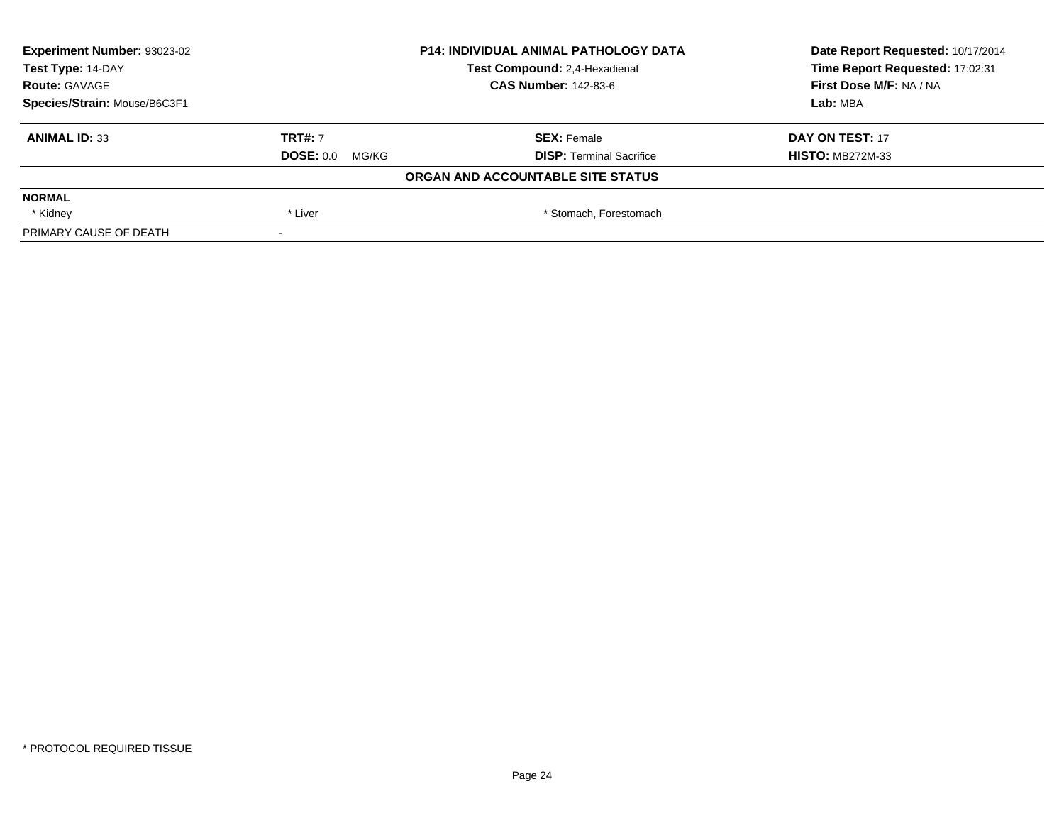| Experiment Number: 93023-02 | P14: INDIVIDUAL ANIMAL PATHOLOGY DATA | Date Report Requested: 10/17/2014 |
|---|---|---|
| Test Type: 14-DAY | Test Compound: 2,4-Hexadienal | Time Report Requested: 17:02:31 |
| Route: GAVAGE | CAS Number: 142-83-6 | First Dose M/F: NA / NA |
| Species/Strain: Mouse/B6C3F1 | | Lab: MBA |

| ANIMAL ID: 33 | TRT#: 7 | SEX: Female | DAY ON TEST: 17 |
|---|---|---|---|
| | DOSE: 0.0 MG/KG | DISP: Terminal Sacrifice | HISTO: MB272M-33 |

**ORGAN AND ACCOUNTABLE SITE STATUS**

| NORMAL | | | |
|---|---|---|---|
| * Kidney | * Liver | * Stomach, Forestomach | |
| PRIMARY CAUSE OF DEATH | - | | |

* PROTOCOL REQUIRED TISSUE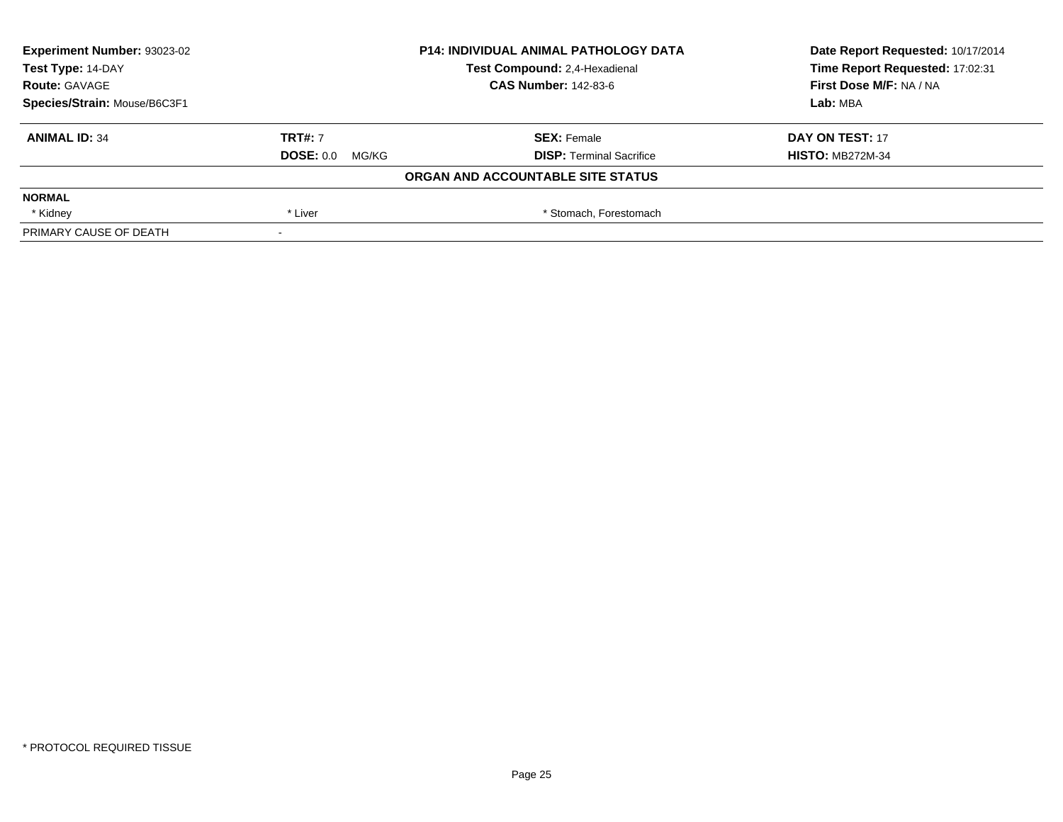| Experiment Number: 93023-02 | P14: INDIVIDUAL ANIMAL PATHOLOGY DATA | Date Report Requested: 10/17/2014 |
|---|---|---|
| Test Type: 14-DAY | Test Compound: 2,4-Hexadienal | Time Report Requested: 17:02:31 |
| Route: GAVAGE | CAS Number: 142-83-6 | First Dose M/F: NA / NA |
| Species/Strain: Mouse/B6C3F1 | | Lab: MBA |

| ANIMAL ID: 34 | TRT#: 7 | SEX: Female | DAY ON TEST: 17 |
|---|---|---|---|
| | DOSE: 0.0 MG/KG | DISP: Terminal Sacrifice | HISTO: MB272M-34 |

**ORGAN AND ACCOUNTABLE SITE STATUS**

| NORMAL | | |
|---|---|---|
| * Kidney | * Liver | * Stomach, Forestomach |
| PRIMARY CAUSE OF DEATH | - | |

* PROTOCOL REQUIRED TISSUE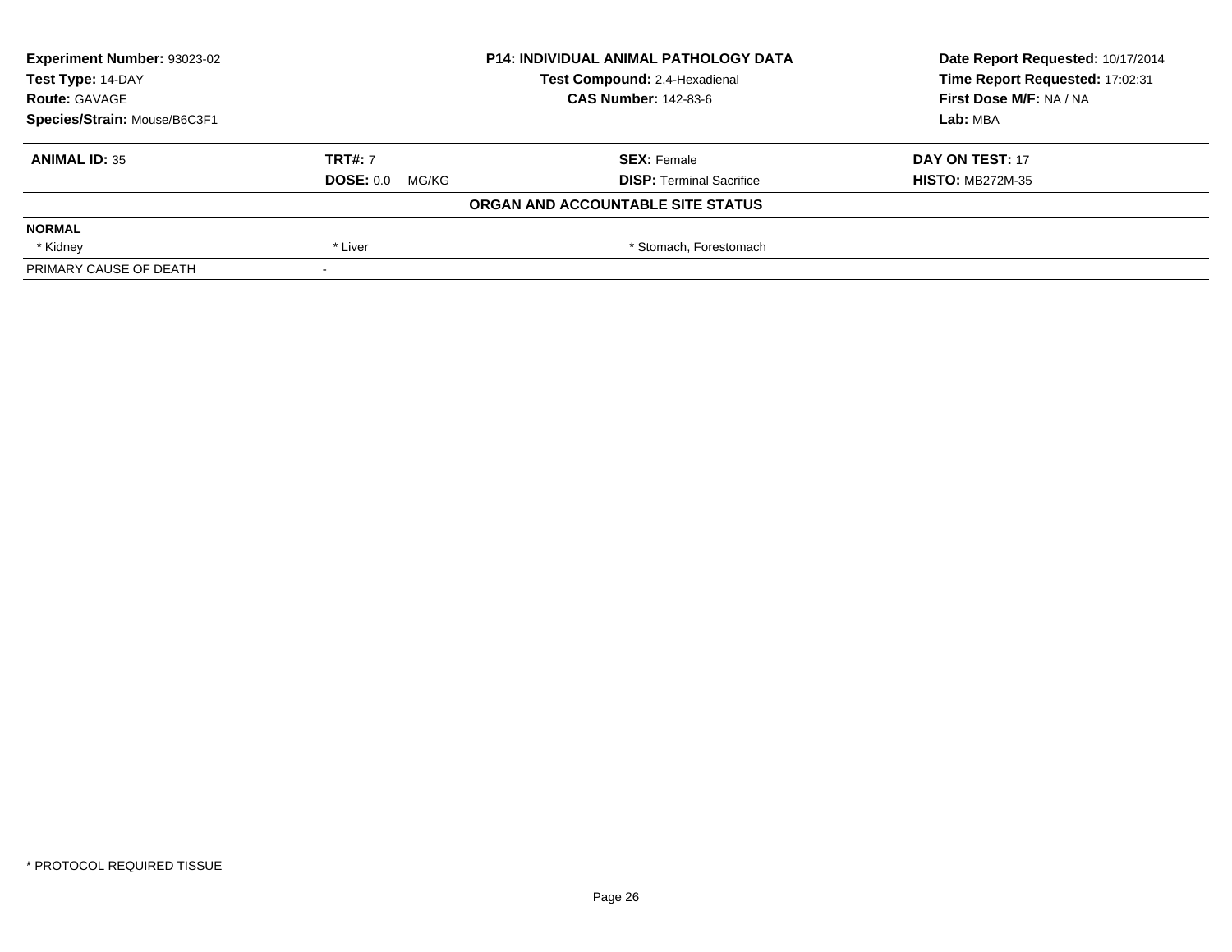| Experiment Number: 93023-02 | P14: INDIVIDUAL ANIMAL PATHOLOGY DATA | Date Report Requested: 10/17/2014 |
|---|---|---|
| Test Type: 14-DAY | Test Compound: 2,4-Hexadienal | Time Report Requested: 17:02:31 |
| Route: GAVAGE | CAS Number: 142-83-6 | First Dose M/F: NA / NA |
| Species/Strain: Mouse/B6C3F1 | | Lab: MBA |

| ANIMAL ID: 35 | TRT#: 7 | SEX: Female | DAY ON TEST: 17 |
|---|---|---|---|
| | DOSE: 0.0 MG/KG | DISP: Terminal Sacrifice | HISTO: MB272M-35 |

**ORGAN AND ACCOUNTABLE SITE STATUS**

| NORMAL | | | |
|---|---|---|---|
| * Kidney | * Liver | * Stomach, Forestomach | |
| PRIMARY CAUSE OF DEATH | - | | |

* PROTOCOL REQUIRED TISSUE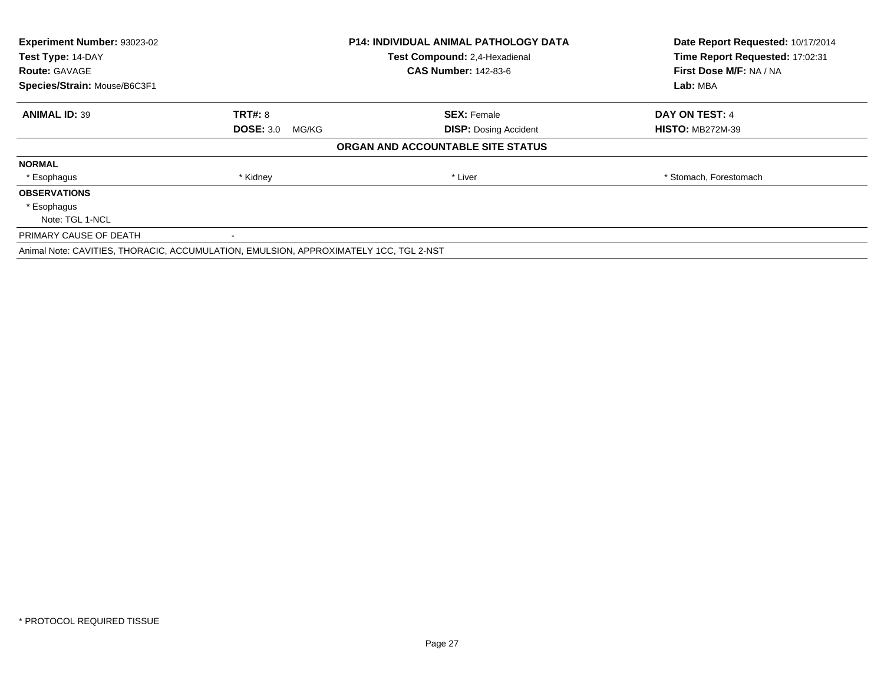**Experiment Number:** 93023-02
**Test Type:** 14-DAY
**Route:** GAVAGE
**Species/Strain:** Mouse/B6C3F1

**P14: INDIVIDUAL ANIMAL PATHOLOGY DATA**
**Test Compound:** 2,4-Hexadienal
**CAS Number:** 142-83-6

**Date Report Requested:** 10/17/2014
**Time Report Requested:** 17:02:31
**First Dose M/F:** NA / NA
**Lab:** MBA

| **ANIMAL ID:** 39 | **TRT#:** 8 | **SEX:** Female | **DAY ON TEST:** 4 |
|---|---|---|---|
| | **DOSE:** 3.0 MG/KG | **DISP:** Dosing Accident | **HISTO:** MB272M-39 |

**ORGAN AND ACCOUNTABLE SITE STATUS**

**NORMAL**

| * Esophagus | * Kidney | * Liver | * Stomach, Forestomach |
|---|---|---|---|

**OBSERVATIONS**

* Esophagus
  Note: TGL 1-NCL

PRIMARY CAUSE OF DEATH -

Animal Note: CAVITIES, THORACIC, ACCUMULATION, EMULSION, APPROXIMATELY 1CC, TGL 2-NST

\* PROTOCOL REQUIRED TISSUE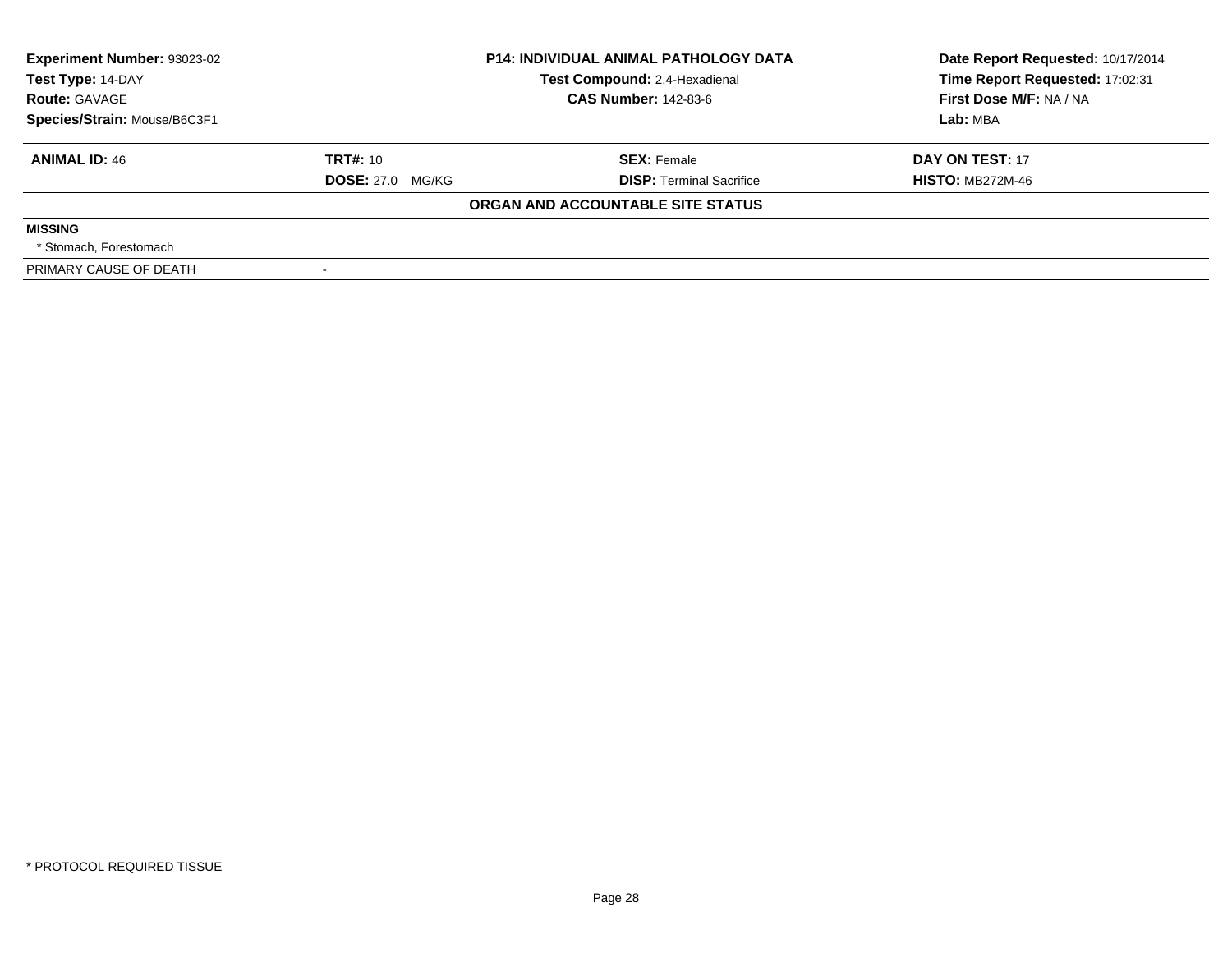| Experiment Number: 93023-02 | P14: INDIVIDUAL ANIMAL PATHOLOGY DATA | Date Report Requested: 10/17/2014 |
|---|---|---|
| Test Type: 14-DAY | Test Compound: 2,4-Hexadienal | Time Report Requested: 17:02:31 |
| Route: GAVAGE | CAS Number: 142-83-6 | First Dose M/F: NA / NA |
| Species/Strain: Mouse/B6C3F1 | | Lab: MBA |

| ANIMAL ID: 46 | TRT#: 10 | SEX: Female | DAY ON TEST: 17 |
|---|---|---|---|
| | DOSE: 27.0 MG/KG | DISP: Terminal Sacrifice | HISTO: MB272M-46 |

**ORGAN AND ACCOUNTABLE SITE STATUS**

**MISSING**

* Stomach, Forestomach

| PRIMARY CAUSE OF DEATH | - |
|---|---|

* PROTOCOL REQUIRED TISSUE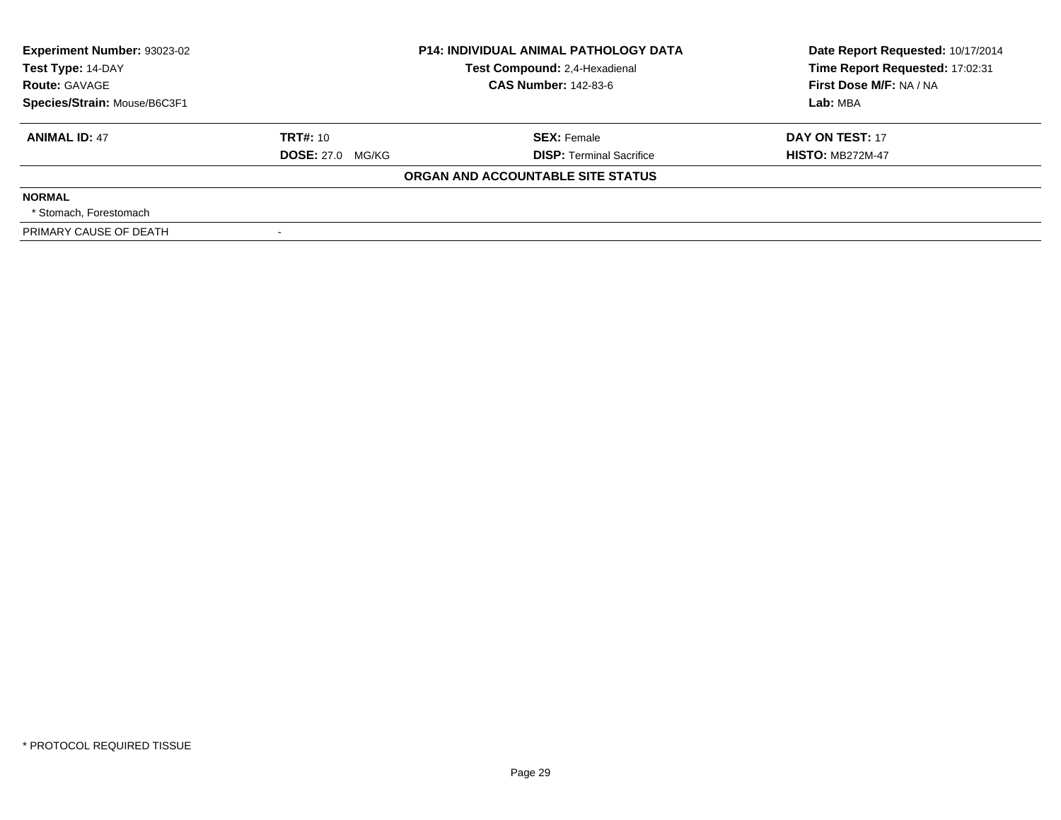| **Experiment Number:** 93023-02 | **P14: INDIVIDUAL ANIMAL PATHOLOGY DATA** | **Date Report Requested:** 10/17/2014 |
|---|---|---|
| **Test Type:** 14-DAY | **Test Compound:** 2,4-Hexadienal | **Time Report Requested:** 17:02:31 |
| **Route:** GAVAGE | **CAS Number:** 142-83-6 | **First Dose M/F:** NA / NA |
| **Species/Strain:** Mouse/B6C3F1 | | **Lab:** MBA |

| **ANIMAL ID:** 47 | **TRT#:** 10 | **SEX:** Female | **DAY ON TEST:** 17 |
|---|---|---|---|
| | **DOSE:** 27.0 MG/KG | **DISP:** Terminal Sacrifice | **HISTO:** MB272M-47 |

**ORGAN AND ACCOUNTABLE SITE STATUS**

**NORMAL**

\* Stomach, Forestomach

PRIMARY CAUSE OF DEATH -

\* PROTOCOL REQUIRED TISSUE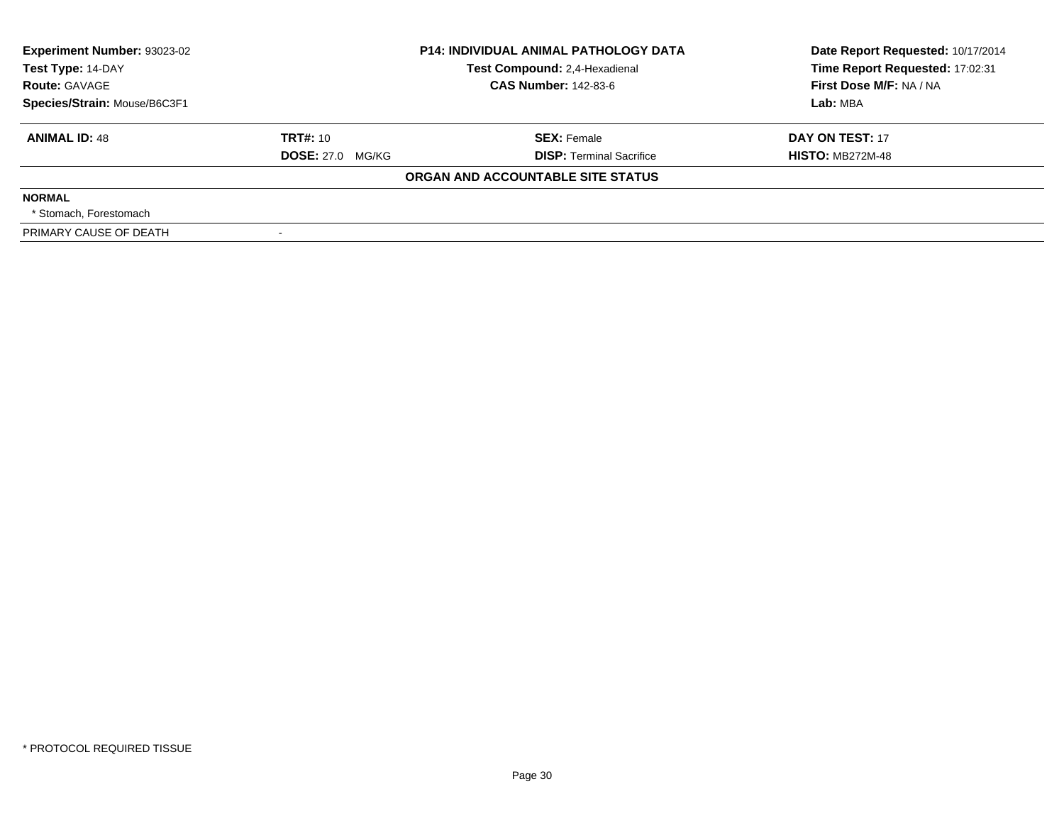| **Experiment Number:** 93023-02 | **P14: INDIVIDUAL ANIMAL PATHOLOGY DATA** | **Date Report Requested:** 10/17/2014 |
|---|---|---|
| **Test Type:** 14-DAY | **Test Compound:** 2,4-Hexadienal | **Time Report Requested:** 17:02:31 |
| **Route:** GAVAGE | **CAS Number:** 142-83-6 | **First Dose M/F:** NA / NA |
| **Species/Strain:** Mouse/B6C3F1 | | **Lab:** MBA |

| **ANIMAL ID:** 48 | **TRT#:** 10 | **SEX:** Female | **DAY ON TEST:** 17 |
|---|---|---|---|
| | **DOSE:** 27.0 MG/KG | **DISP:** Terminal Sacrifice | **HISTO:** MB272M-48 |

**ORGAN AND ACCOUNTABLE SITE STATUS**

**NORMAL**

* Stomach, Forestomach

PRIMARY CAUSE OF DEATH -

* PROTOCOL REQUIRED TISSUE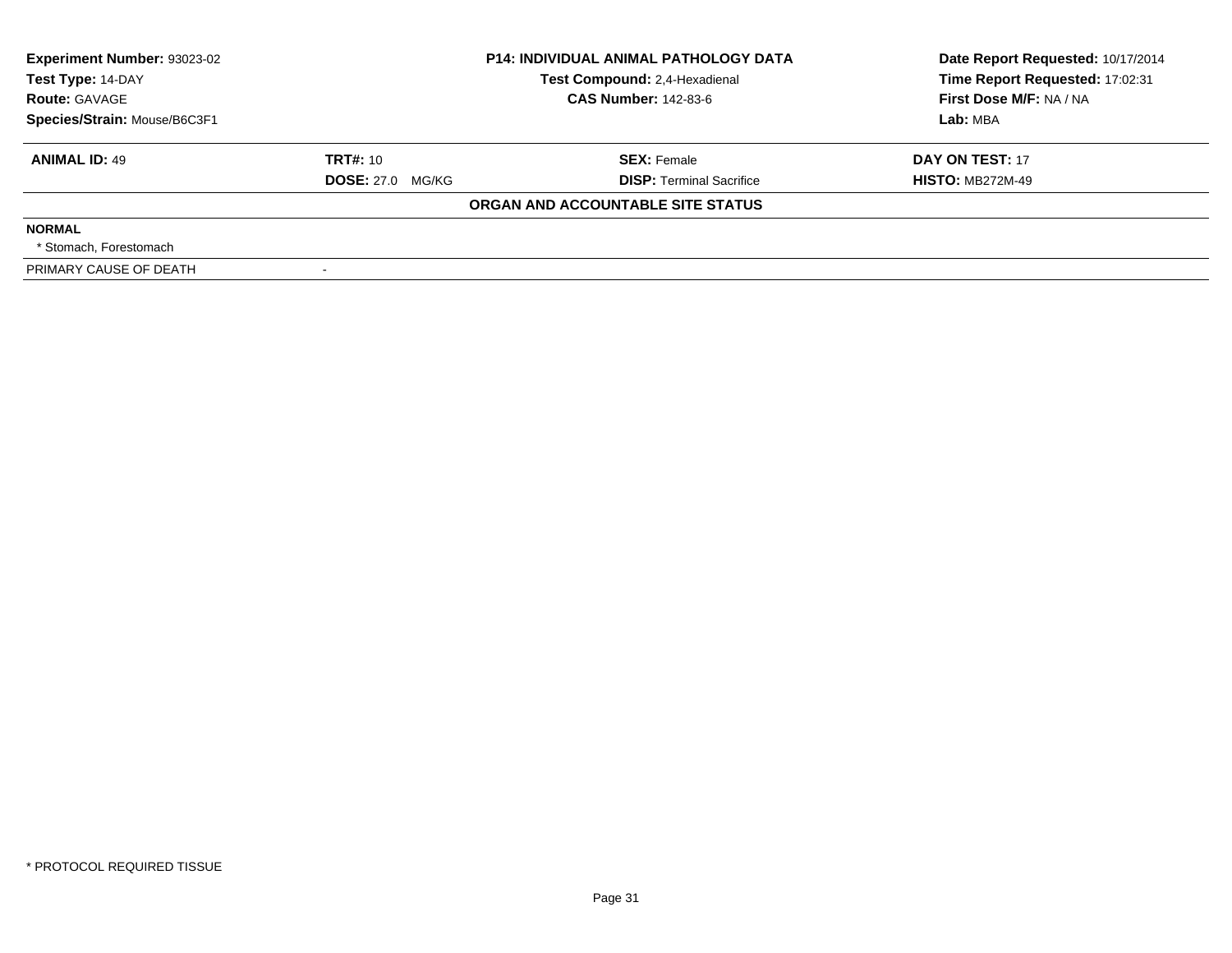**Experiment Number:** 93023-02
**Test Type:** 14-DAY
**Route:** GAVAGE
**Species/Strain:** Mouse/B6C3F1

**P14: INDIVIDUAL ANIMAL PATHOLOGY DATA**
**Test Compound:** 2,4-Hexadienal
**CAS Number:** 142-83-6

**Date Report Requested:** 10/17/2014
**Time Report Requested:** 17:02:31
**First Dose M/F:** NA / NA
**Lab:** MBA

| **ANIMAL ID:** 49 | **TRT#:** 10 | **SEX:** Female | **DAY ON TEST:** 17 |
|---|---|---|---|
| | **DOSE:** 27.0 MG/KG | **DISP:** Terminal Sacrifice | **HISTO:** MB272M-49 |

**ORGAN AND ACCOUNTABLE SITE STATUS**

**NORMAL**

* Stomach, Forestomach

PRIMARY CAUSE OF DEATH -

* PROTOCOL REQUIRED TISSUE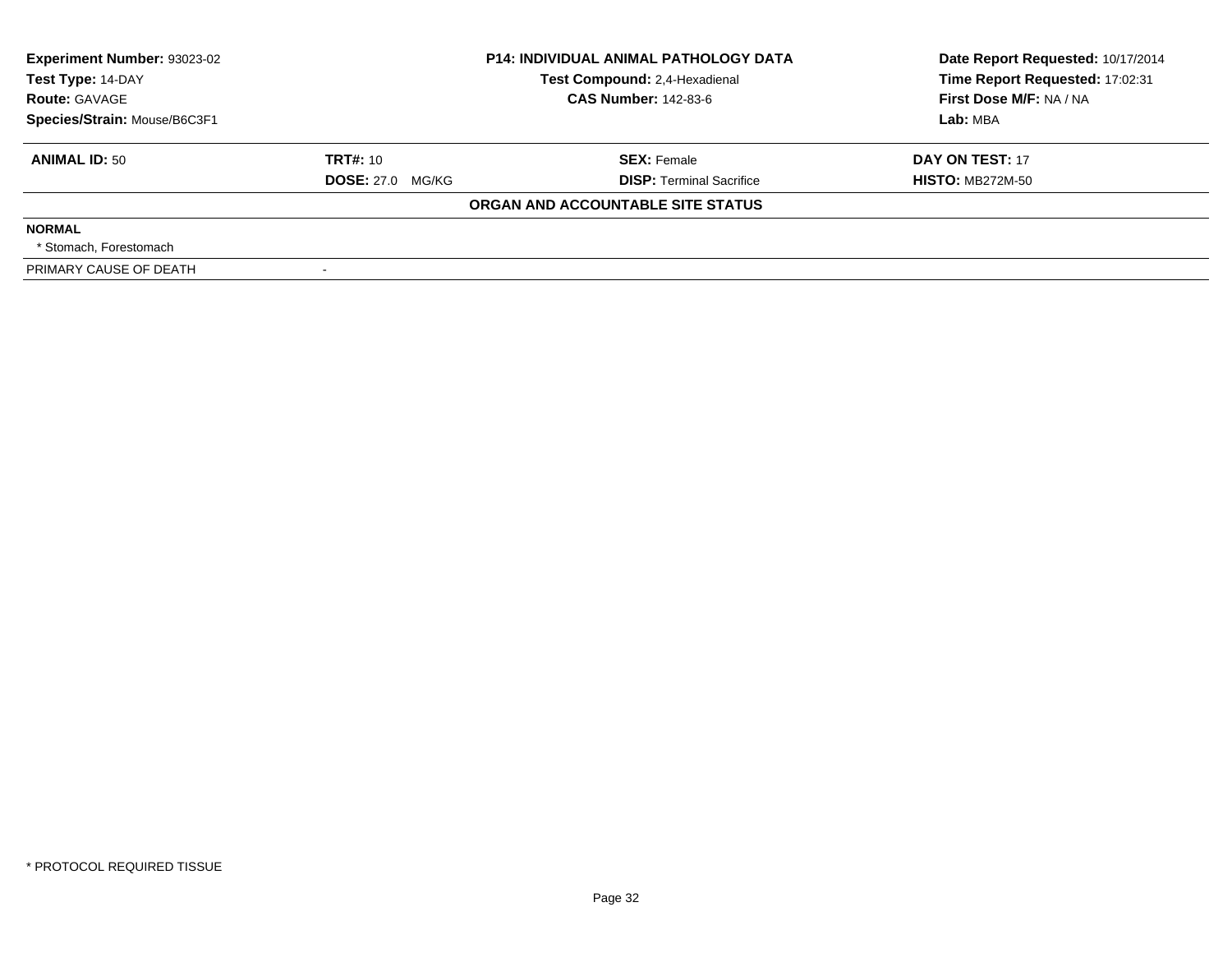| Experiment Number: 93023-02 | P14: INDIVIDUAL ANIMAL PATHOLOGY DATA | Date Report Requested: 10/17/2014 |
|---|---|---|
| Test Type: 14-DAY | Test Compound: 2,4-Hexadienal | Time Report Requested: 17:02:31 |
| Route: GAVAGE | CAS Number: 142-83-6 | First Dose M/F: NA / NA |
| Species/Strain: Mouse/B6C3F1 | | Lab: MBA |

| **ANIMAL ID:** 50 | **TRT#:** 10 | **SEX:** Female | **DAY ON TEST:** 17 |
|---|---|---|---|
| | **DOSE:** 27.0 MG/KG | **DISP:** Terminal Sacrifice | **HISTO:** MB272M-50 |

**ORGAN AND ACCOUNTABLE SITE STATUS**

**NORMAL**

* Stomach, Forestomach

| PRIMARY CAUSE OF DEATH | - |
|---|---|

* PROTOCOL REQUIRED TISSUE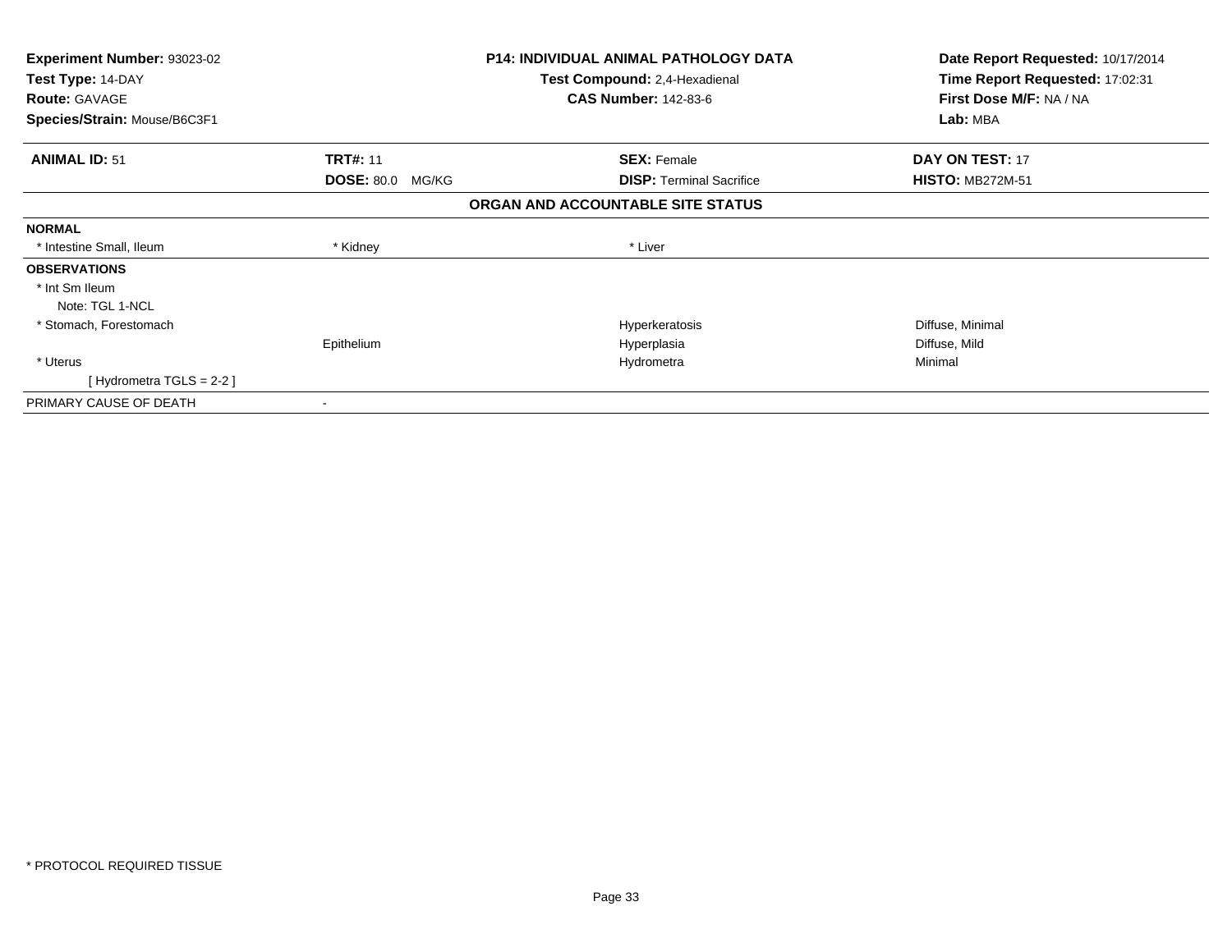**Experiment Number:** 93023-02
**Test Type:** 14-DAY
**Route:** GAVAGE
**Species/Strain:** Mouse/B6C3F1

**P14: INDIVIDUAL ANIMAL PATHOLOGY DATA**
**Test Compound:** 2,4-Hexadienal
**CAS Number:** 142-83-6

**Date Report Requested:** 10/17/2014
**Time Report Requested:** 17:02:31
**First Dose M/F:** NA / NA
**Lab:** MBA

| **ANIMAL ID:** 51 | **TRT#:** 11 | **SEX:** Female | **DAY ON TEST:** 17 |
|---|---|---|---|
| | **DOSE:** 80.0 MG/KG | **DISP:** Terminal Sacrifice | **HISTO:** MB272M-51 |

### ORGAN AND ACCOUNTABLE SITE STATUS

| | | | |
|---|---|---|---|
| **NORMAL** | | | |
| * Intestine Small, Ileum | * Kidney | * Liver | |
| **OBSERVATIONS** | | | |
| * Int Sm Ileum | | | |
| Note: TGL 1-NCL | | | |
| * Stomach, Forestomach | | Hyperkeratosis | Diffuse, Minimal |
| | Epithelium | Hyperplasia | Diffuse, Mild |
| * Uterus | | Hydrometra | Minimal |
| [ Hydrometra TGLS = 2-2 ] | | | |
| PRIMARY CAUSE OF DEATH | - | | |

* PROTOCOL REQUIRED TISSUE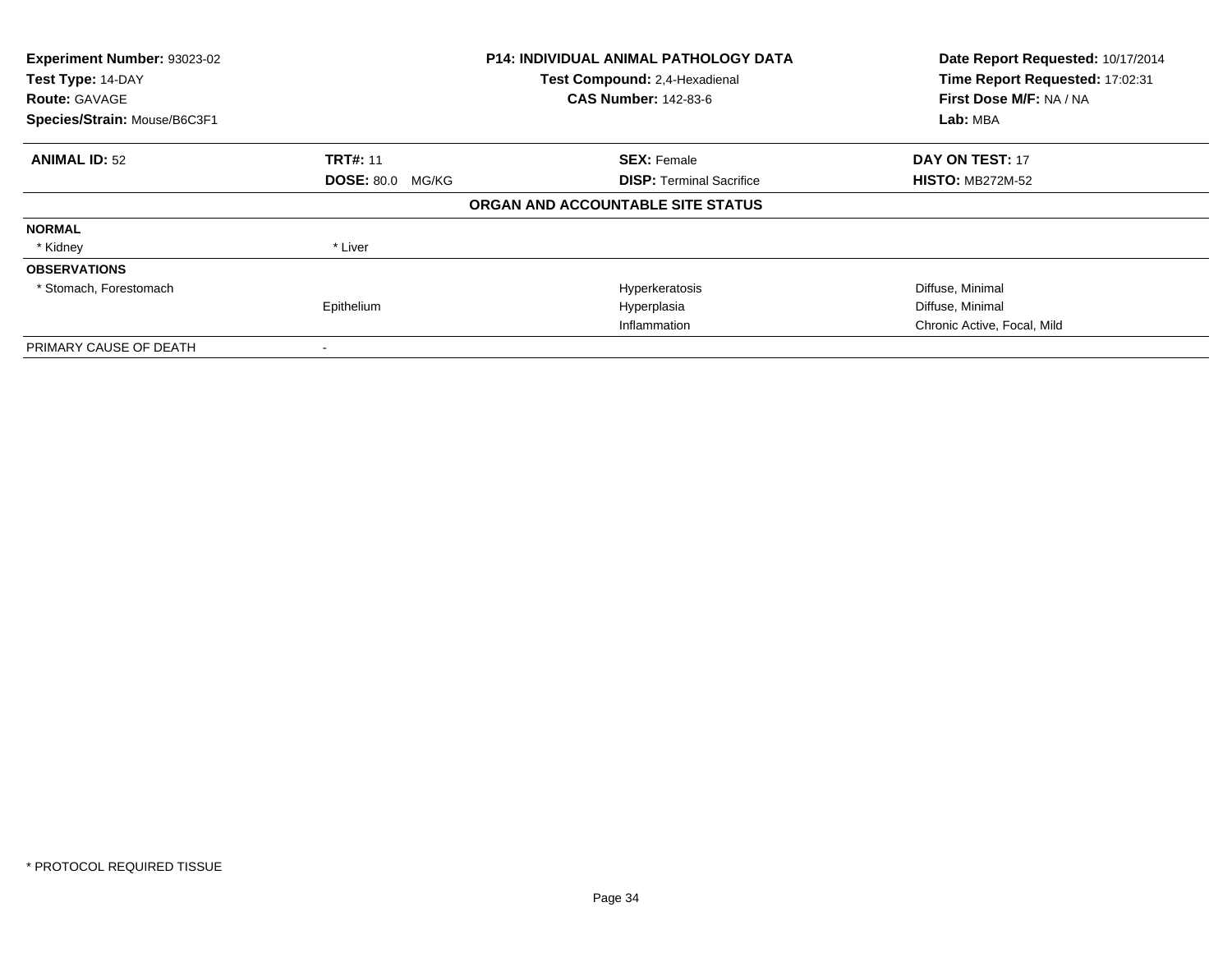| | | | |
|---|---|---|---|
| **Experiment Number:** 93023-02 | | **P14: INDIVIDUAL ANIMAL PATHOLOGY DATA** | **Date Report Requested:** 10/17/2014 |
| **Test Type:** 14-DAY | | **Test Compound:** 2,4-Hexadienal | **Time Report Requested:** 17:02:31 |
| **Route:** GAVAGE | | **CAS Number:** 142-83-6 | **First Dose M/F:** NA / NA |
| **Species/Strain:** Mouse/B6C3F1 | | | **Lab:** MBA |

| | | | |
|---|---|---|---|
| **ANIMAL ID:** 52 | **TRT#:** 11 | **SEX:** Female | **DAY ON TEST:** 17 |
| | **DOSE:** 80.0 MG/KG | **DISP:** Terminal Sacrifice | **HISTO:** MB272M-52 |

**ORGAN AND ACCOUNTABLE SITE STATUS**

| | | | |
|---|---|---|---|
| **NORMAL** | | | |
| * Kidney | * Liver | | |
| **OBSERVATIONS** | | | |
| * Stomach, Forestomach | | Hyperkeratosis | Diffuse, Minimal |
| | Epithelium | Hyperplasia | Diffuse, Minimal |
| | | Inflammation | Chronic Active, Focal, Mild |
| PRIMARY CAUSE OF DEATH | - | | |

* PROTOCOL REQUIRED TISSUE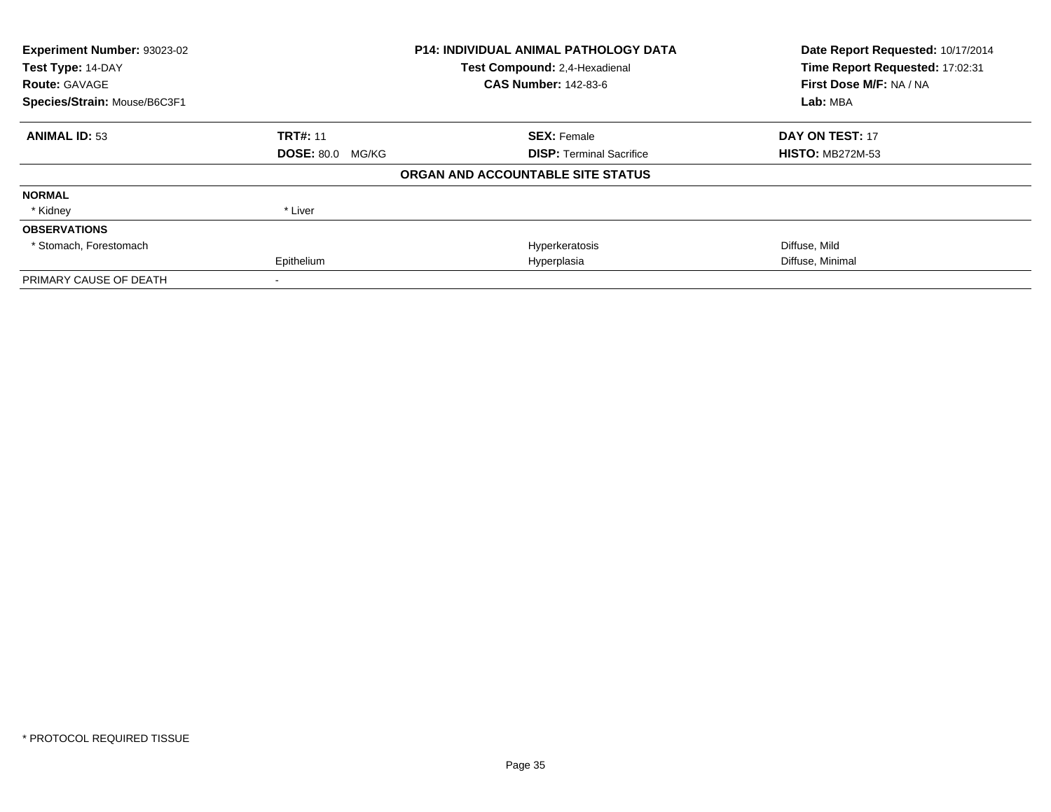| Experiment Number: 93023-02 | P14: INDIVIDUAL ANIMAL PATHOLOGY DATA | Date Report Requested: 10/17/2014 |
|---|---|---|
| Test Type: 14-DAY | Test Compound: 2,4-Hexadienal | Time Report Requested: 17:02:31 |
| Route: GAVAGE | CAS Number: 142-83-6 | First Dose M/F: NA / NA |
| Species/Strain: Mouse/B6C3F1 | | Lab: MBA |

| **ANIMAL ID:** 53 | **TRT#:** 11 | **SEX:** Female | **DAY ON TEST:** 17 |
|---|---|---|---|
| | **DOSE:** 80.0 MG/KG | **DISP:** Terminal Sacrifice | **HISTO:** MB272M-53 |

**ORGAN AND ACCOUNTABLE SITE STATUS**

| | | | |
|---|---|---|---|
| **NORMAL** | | | |
| * Kidney | * Liver | | |
| **OBSERVATIONS** | | | |
| * Stomach, Forestomach | | Hyperkeratosis | Diffuse, Mild |
| | Epithelium | Hyperplasia | Diffuse, Minimal |
| PRIMARY CAUSE OF DEATH | - | | |

* PROTOCOL REQUIRED TISSUE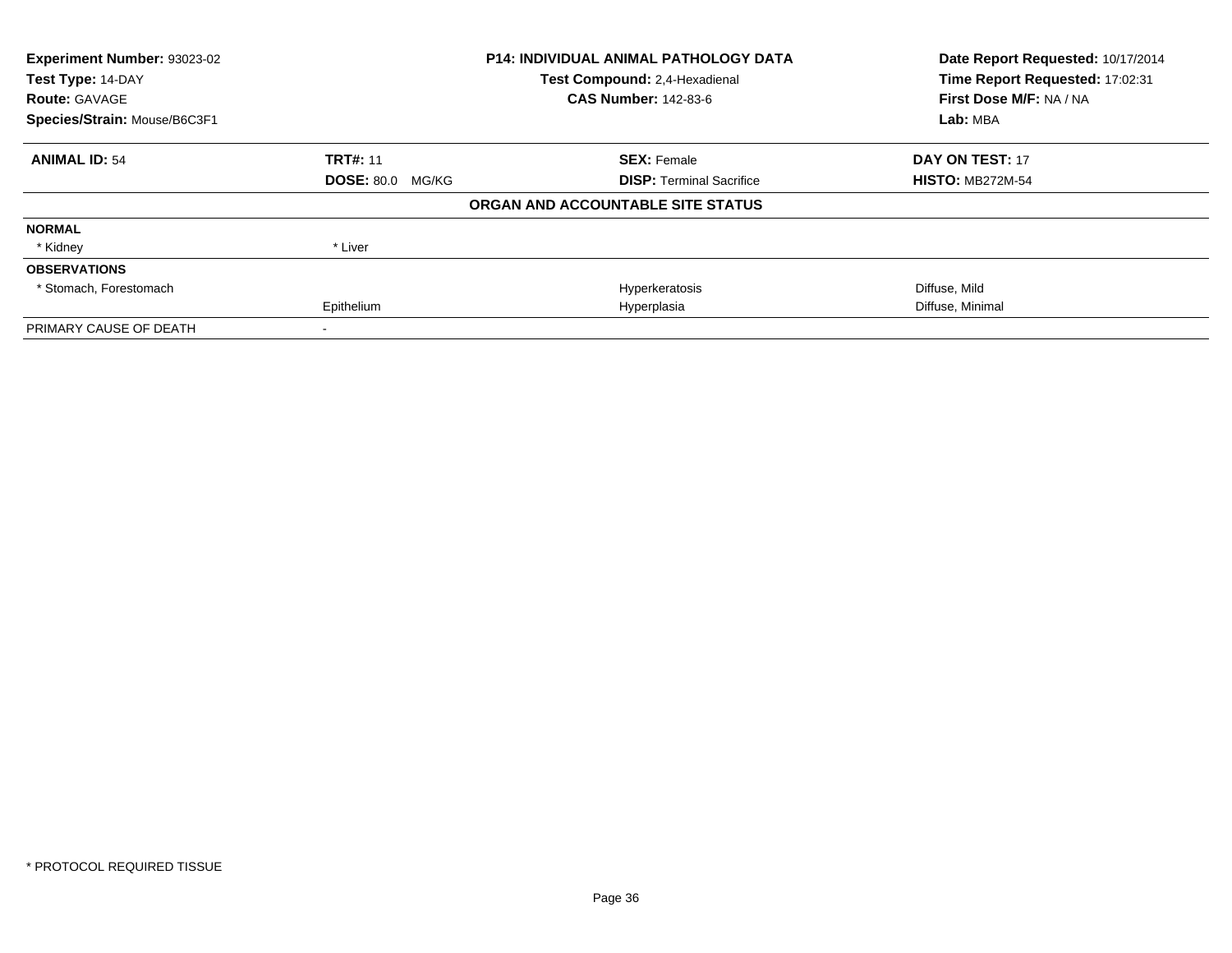| **Experiment Number:** 93023-02 | **P14: INDIVIDUAL ANIMAL PATHOLOGY DATA** | **Date Report Requested:** 10/17/2014 |
|---|---|---|
| **Test Type:** 14-DAY | **Test Compound:** 2,4-Hexadienal | **Time Report Requested:** 17:02:31 |
| **Route:** GAVAGE | **CAS Number:** 142-83-6 | **First Dose M/F:** NA / NA |
| **Species/Strain:** Mouse/B6C3F1 | | **Lab:** MBA |

| **ANIMAL ID:** 54 | **TRT#:** 11 | **SEX:** Female | **DAY ON TEST:** 17 |
|---|---|---|---|
| | **DOSE:** 80.0 MG/KG | **DISP:** Terminal Sacrifice | **HISTO:** MB272M-54 |

**ORGAN AND ACCOUNTABLE SITE STATUS**

| | | | |
|---|---|---|---|
| **NORMAL** | | | |
| * Kidney | * Liver | | |
| **OBSERVATIONS** | | | |
| * Stomach, Forestomach | | Hyperkeratosis | Diffuse, Mild |
| | Epithelium | Hyperplasia | Diffuse, Minimal |
| PRIMARY CAUSE OF DEATH | - | | |

* PROTOCOL REQUIRED TISSUE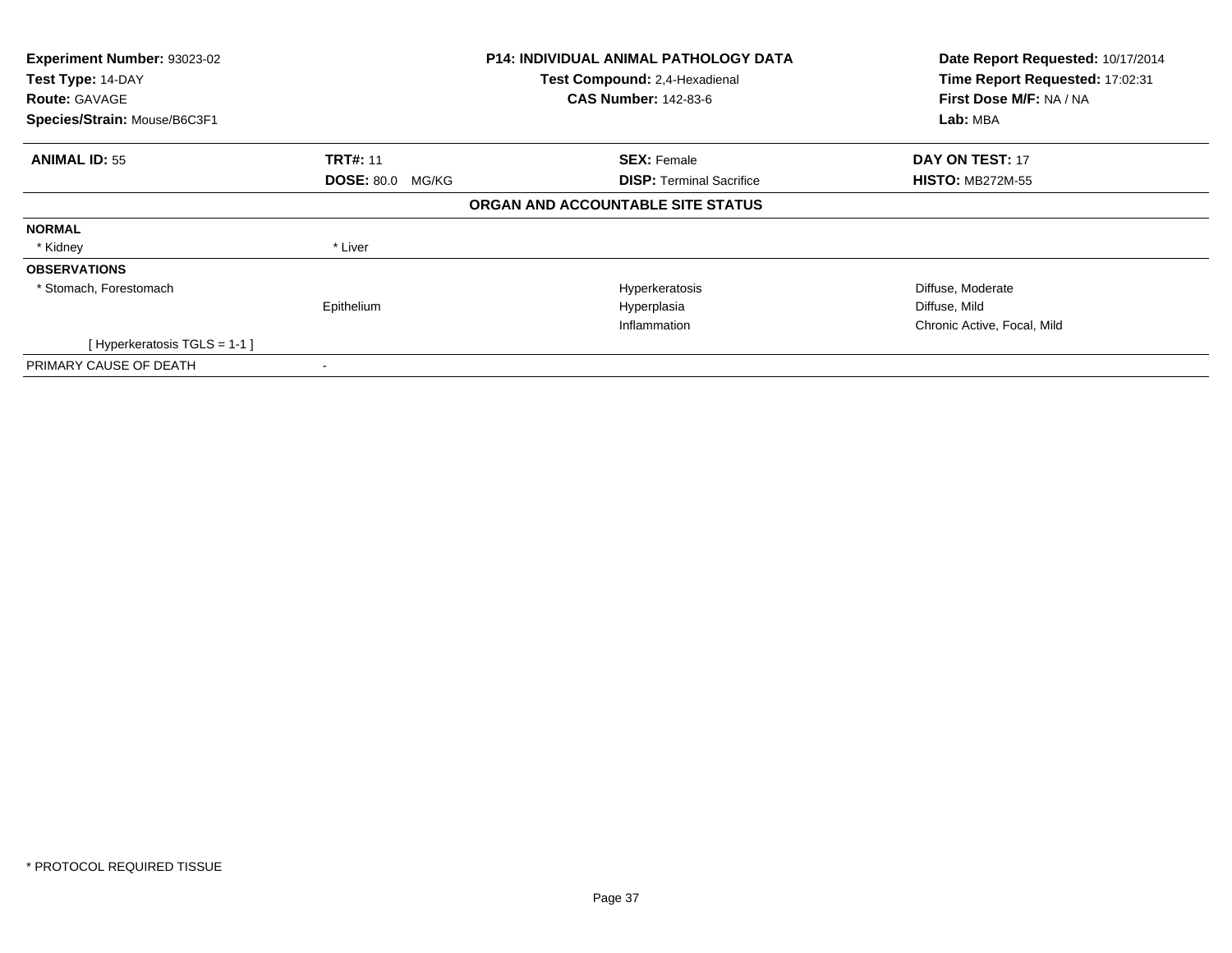**Experiment Number:** 93023-02
**Test Type:** 14-DAY
**Route:** GAVAGE
**Species/Strain:** Mouse/B6C3F1

**P14: INDIVIDUAL ANIMAL PATHOLOGY DATA**
**Test Compound:** 2,4-Hexadienal
**CAS Number:** 142-83-6

**Date Report Requested:** 10/17/2014
**Time Report Requested:** 17:02:31
**First Dose M/F:** NA / NA
**Lab:** MBA

| **ANIMAL ID:** 55 | **TRT#:** 11 | **SEX:** Female | **DAY ON TEST:** 17 |
|---|---|---|---|
| | **DOSE:** 80.0 MG/KG | **DISP:** Terminal Sacrifice | **HISTO:** MB272M-55 |

## ORGAN AND ACCOUNTABLE SITE STATUS

| | | | |
|---|---|---|---|
| **NORMAL** | | | |
| * Kidney | * Liver | | |
| **OBSERVATIONS** | | | |
| * Stomach, Forestomach | | Hyperkeratosis | Diffuse, Moderate |
| | Epithelium | Hyperplasia | Diffuse, Mild |
| | | Inflammation | Chronic Active, Focal, Mild |
| [ Hyperkeratosis TGLS = 1-1 ] | | | |
| PRIMARY CAUSE OF DEATH | - | | |

* PROTOCOL REQUIRED TISSUE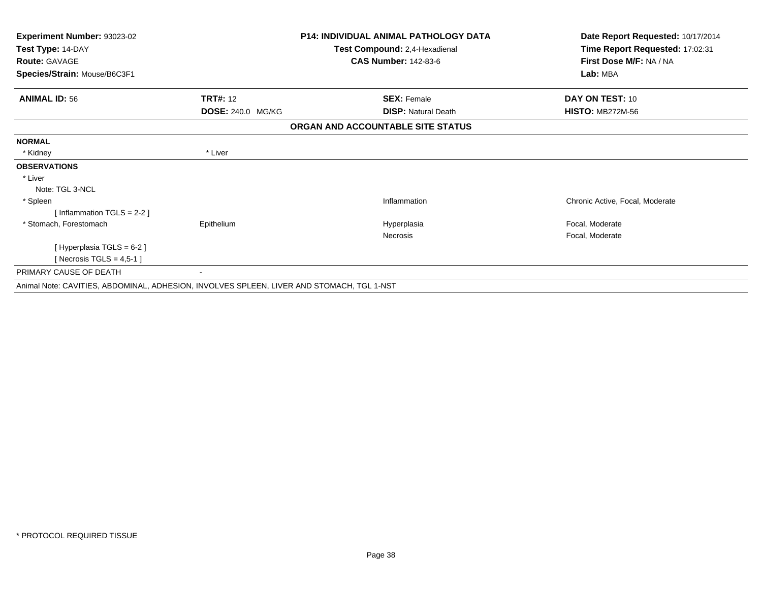**Experiment Number:** 93023-02
**Test Type:** 14-DAY
**Route:** GAVAGE
**Species/Strain:** Mouse/B6C3F1

**P14: INDIVIDUAL ANIMAL PATHOLOGY DATA**
**Test Compound:** 2,4-Hexadienal
**CAS Number:** 142-83-6

**Date Report Requested:** 10/17/2014
**Time Report Requested:** 17:02:31
**First Dose M/F:** NA / NA
**Lab:** MBA

| **ANIMAL ID:** 56 | **TRT#:** 12 | **SEX:** Female | **DAY ON TEST:** 10 |
|---|---|---|---|
| | **DOSE:** 240.0 MG/KG | **DISP:** Natural Death | **HISTO:** MB272M-56 |

### ORGAN AND ACCOUNTABLE SITE STATUS

**NORMAL**

| | | | |
|---|---|---|---|
| * Kidney | * Liver | | |

**OBSERVATIONS**

| | | | |
|---|---|---|---|
| * Liver | | | |
| Note: TGL 3-NCL | | | |
| * Spleen | | Inflammation | Chronic Active, Focal, Moderate |
| [ Inflammation TGLS = 2-2 ] | | | |
| * Stomach, Forestomach | Epithelium | Hyperplasia | Focal, Moderate |
| | | Necrosis | Focal, Moderate |
| [ Hyperplasia TGLS = 6-2 ] | | | |
| [ Necrosis TGLS = 4,5-1 ] | | | |

PRIMARY CAUSE OF DEATH -

Animal Note: CAVITIES, ABDOMINAL, ADHESION, INVOLVES SPLEEN, LIVER AND STOMACH, TGL 1-NST

* PROTOCOL REQUIRED TISSUE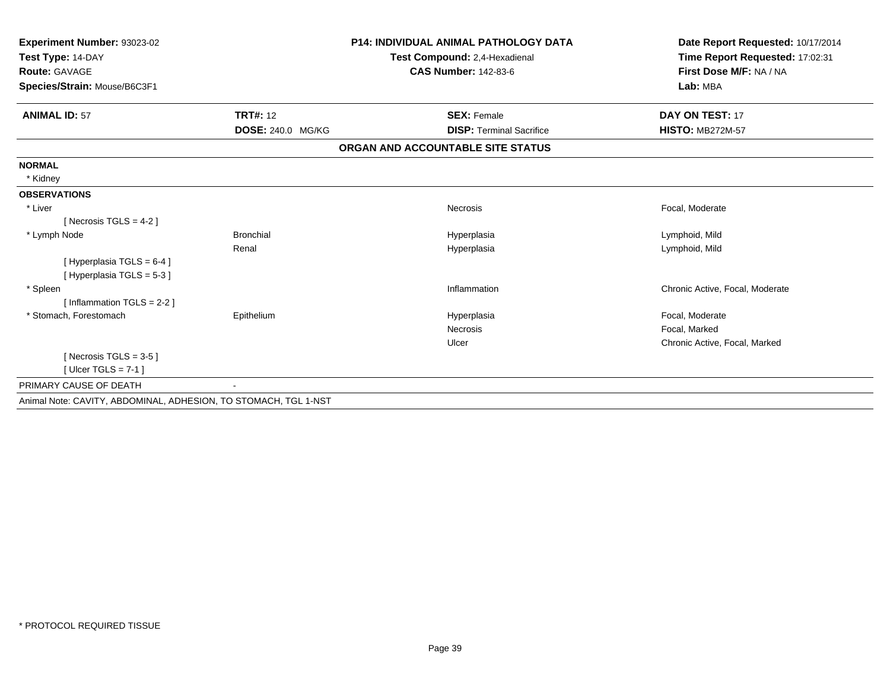**Experiment Number:** 93023-02
**Test Type:** 14-DAY
**Route:** GAVAGE
**Species/Strain:** Mouse/B6C3F1

**P14: INDIVIDUAL ANIMAL PATHOLOGY DATA**
**Test Compound:** 2,4-Hexadienal
**CAS Number:** 142-83-6

**Date Report Requested:** 10/17/2014
**Time Report Requested:** 17:02:31
**First Dose M/F:** NA / NA
**Lab:** MBA

| **ANIMAL ID:** 57 | **TRT#:** 12 | **SEX:** Female | **DAY ON TEST:** 17 |
|---|---|---|---|
| | **DOSE:** 240.0 MG/KG | **DISP:** Terminal Sacrifice | **HISTO:** MB272M-57 |

## ORGAN AND ACCOUNTABLE SITE STATUS

| | | | |
|---|---|---|---|
| **NORMAL** | | | |
| * Kidney | | | |
| **OBSERVATIONS** | | | |
| * Liver | | Necrosis | Focal, Moderate |
| [ Necrosis TGLS = 4-2 ] | | | |
| * Lymph Node | Bronchial | Hyperplasia | Lymphoid, Mild |
| | Renal | Hyperplasia | Lymphoid, Mild |
| [ Hyperplasia TGLS = 6-4 ] | | | |
| [ Hyperplasia TGLS = 5-3 ] | | | |
| * Spleen | | Inflammation | Chronic Active, Focal, Moderate |
| [ Inflammation TGLS = 2-2 ] | | | |
| * Stomach, Forestomach | Epithelium | Hyperplasia | Focal, Moderate |
| | | Necrosis | Focal, Marked |
| | | Ulcer | Chronic Active, Focal, Marked |
| [ Necrosis TGLS = 3-5 ] | | | |
| [ Ulcer TGLS = 7-1 ] | | | |
| PRIMARY CAUSE OF DEATH | - | | |

Animal Note: CAVITY, ABDOMINAL, ADHESION, TO STOMACH, TGL 1-NST

* PROTOCOL REQUIRED TISSUE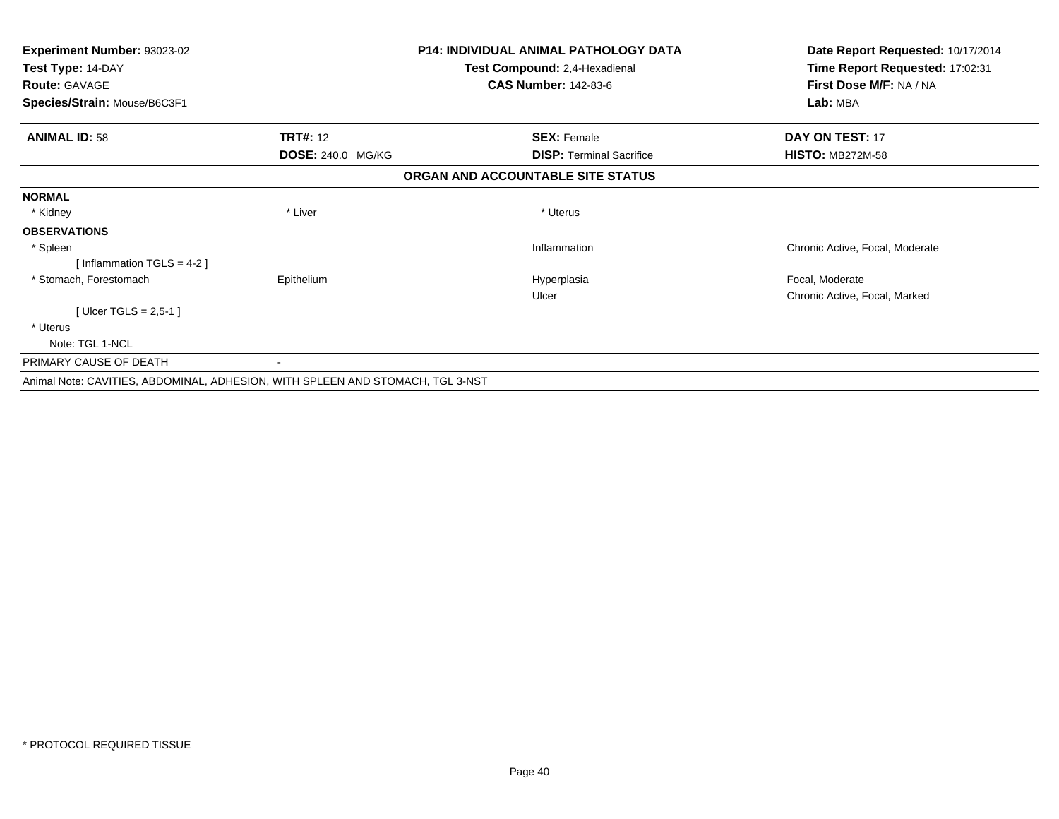**Experiment Number:** 93023-02
**Test Type:** 14-DAY
**Route:** GAVAGE
**Species/Strain:** Mouse/B6C3F1

**P14: INDIVIDUAL ANIMAL PATHOLOGY DATA**
**Test Compound:** 2,4-Hexadienal
**CAS Number:** 142-83-6

**Date Report Requested:** 10/17/2014
**Time Report Requested:** 17:02:31
**First Dose M/F:** NA / NA
**Lab:** MBA

| **ANIMAL ID:** 58 | **TRT#:** 12 | **SEX:** Female | **DAY ON TEST:** 17 |
|---|---|---|---|
| | **DOSE:** 240.0 MG/KG | **DISP:** Terminal Sacrifice | **HISTO:** MB272M-58 |

## ORGAN AND ACCOUNTABLE SITE STATUS

| | | | |
|---|---|---|---|
| **NORMAL** | | | |
| * Kidney | * Liver | * Uterus | |
| **OBSERVATIONS** | | | |
| * Spleen | | Inflammation | Chronic Active, Focal, Moderate |
| [ Inflammation TGLS = 4-2 ] | | | |
| * Stomach, Forestomach | Epithelium | Hyperplasia | Focal, Moderate |
| | | Ulcer | Chronic Active, Focal, Marked |
| [ Ulcer TGLS = 2,5-1 ] | | | |
| * Uterus | | | |
| Note: TGL 1-NCL | | | |
| PRIMARY CAUSE OF DEATH | - | | |

Animal Note: CAVITIES, ABDOMINAL, ADHESION, WITH SPLEEN AND STOMACH, TGL 3-NST

* PROTOCOL REQUIRED TISSUE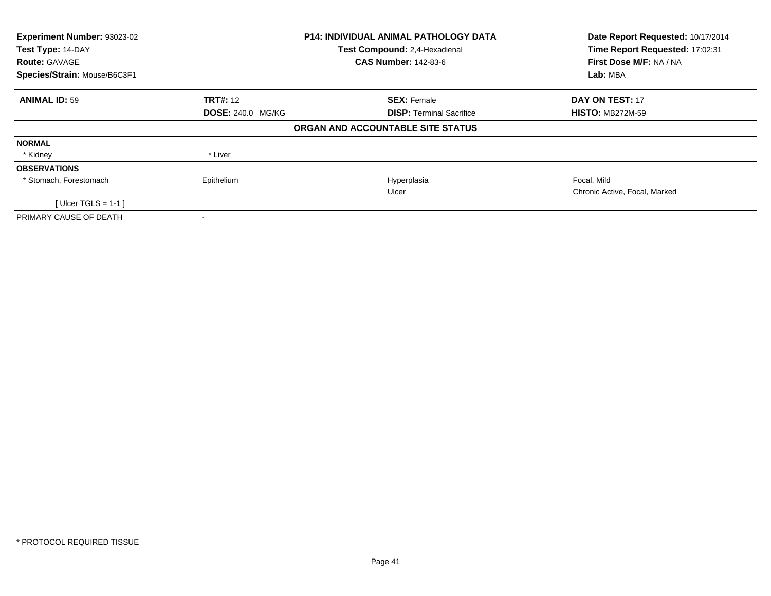| Experiment Number: 93023-02 | P14: INDIVIDUAL ANIMAL PATHOLOGY DATA | Date Report Requested: 10/17/2014 |
|---|---|---|
| Test Type: 14-DAY | Test Compound: 2,4-Hexadienal | Time Report Requested: 17:02:31 |
| Route: GAVAGE | CAS Number: 142-83-6 | First Dose M/F: NA / NA |
| Species/Strain: Mouse/B6C3F1 | | Lab: MBA |

| ANIMAL ID: 59 | TRT#: 12 | SEX: Female | DAY ON TEST: 17 |
|---|---|---|---|
| | DOSE: 240.0 MG/KG | DISP: Terminal Sacrifice | HISTO: MB272M-59 |

**ORGAN AND ACCOUNTABLE SITE STATUS**

| | | | |
|---|---|---|---|
| **NORMAL** | | | |
| * Kidney | * Liver | | |
| **OBSERVATIONS** | | | |
| * Stomach, Forestomach | Epithelium | Hyperplasia | Focal, Mild |
| | | Ulcer | Chronic Active, Focal, Marked |
| [ Ulcer TGLS = 1-1 ] | | | |
| PRIMARY CAUSE OF DEATH | - | | |

* PROTOCOL REQUIRED TISSUE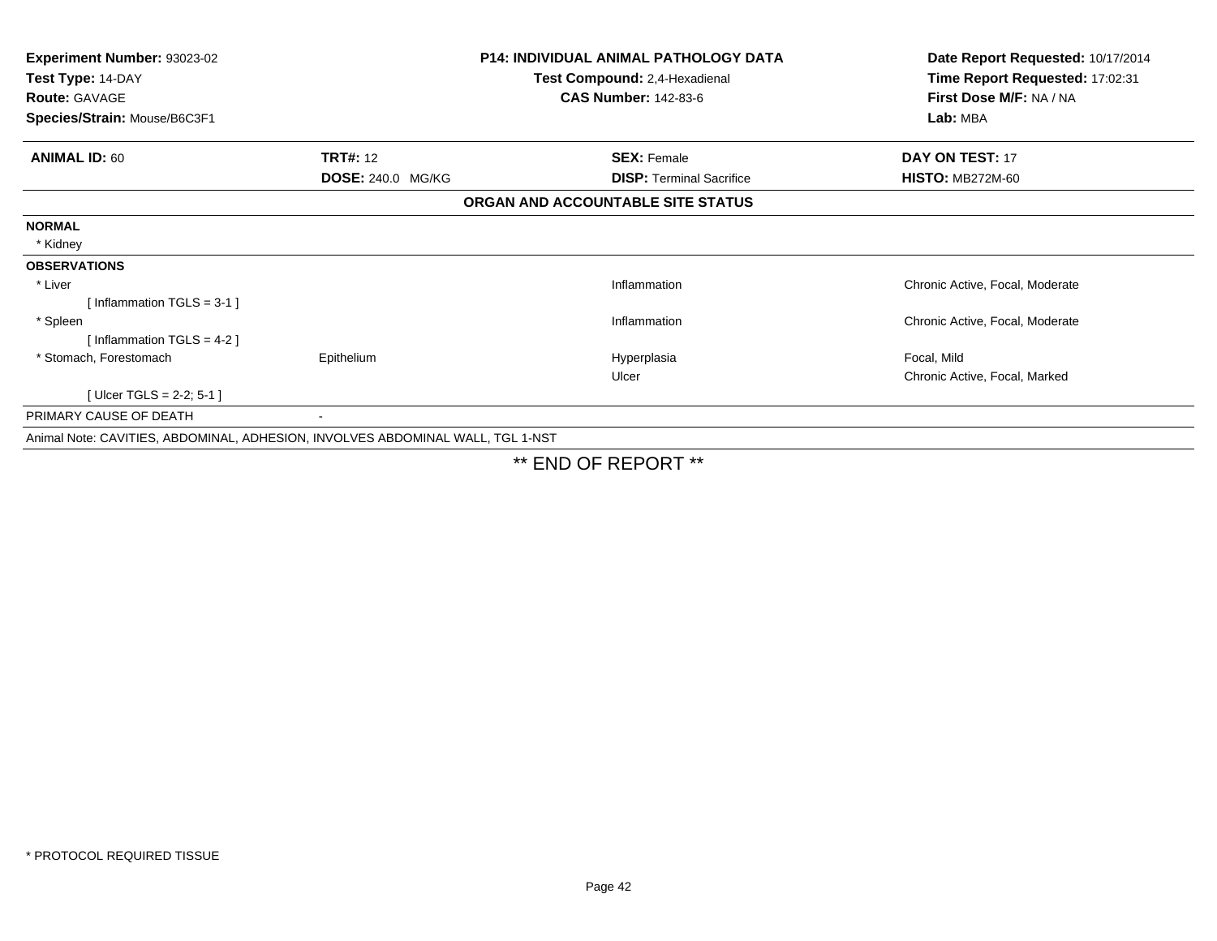**Experiment Number:** 93023-02
**Test Type:** 14-DAY
**Route:** GAVAGE
**Species/Strain:** Mouse/B6C3F1

**P14: INDIVIDUAL ANIMAL PATHOLOGY DATA**
**Test Compound:** 2,4-Hexadienal
**CAS Number:** 142-83-6

**Date Report Requested:** 10/17/2014
**Time Report Requested:** 17:02:31
**First Dose M/F:** NA / NA
**Lab:** MBA

| **ANIMAL ID:** 60 | **TRT#:** 12 | **SEX:** Female | **DAY ON TEST:** 17 |
|---|---|---|---|
| | **DOSE:** 240.0 MG/KG | **DISP:** Terminal Sacrifice | **HISTO:** MB272M-60 |

**ORGAN AND ACCOUNTABLE SITE STATUS**

**NORMAL**

* Kidney

**OBSERVATIONS**

| | | | |
|---|---|---|---|
| * Liver | | Inflammation | Chronic Active, Focal, Moderate |
| [ Inflammation TGLS = 3-1 ] | | | |
| * Spleen | | Inflammation | Chronic Active, Focal, Moderate |
| [ Inflammation TGLS = 4-2 ] | | | |
| * Stomach, Forestomach | Epithelium | Hyperplasia | Focal, Mild |
| | | Ulcer | Chronic Active, Focal, Marked |
| [ Ulcer TGLS = 2-2; 5-1 ] | | | |

PRIMARY CAUSE OF DEATH -

Animal Note: CAVITIES, ABDOMINAL, ADHESION, INVOLVES ABDOMINAL WALL, TGL 1-NST

** END OF REPORT **

* PROTOCOL REQUIRED TISSUE